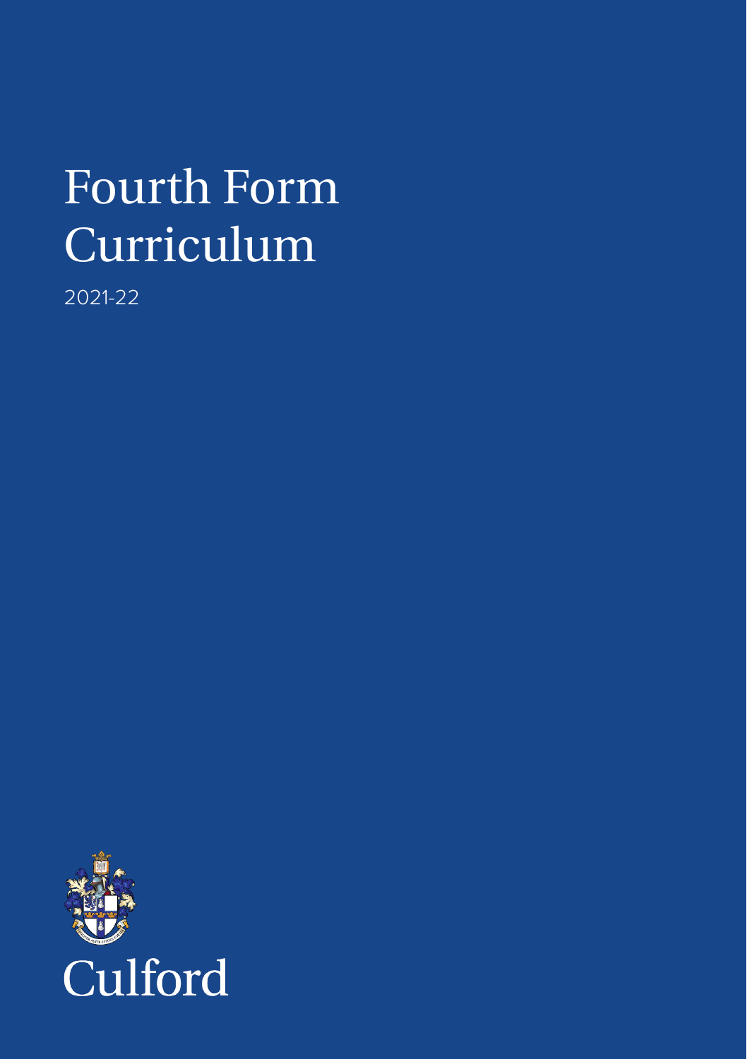# Fourth Form Curriculum

2021-22

Culford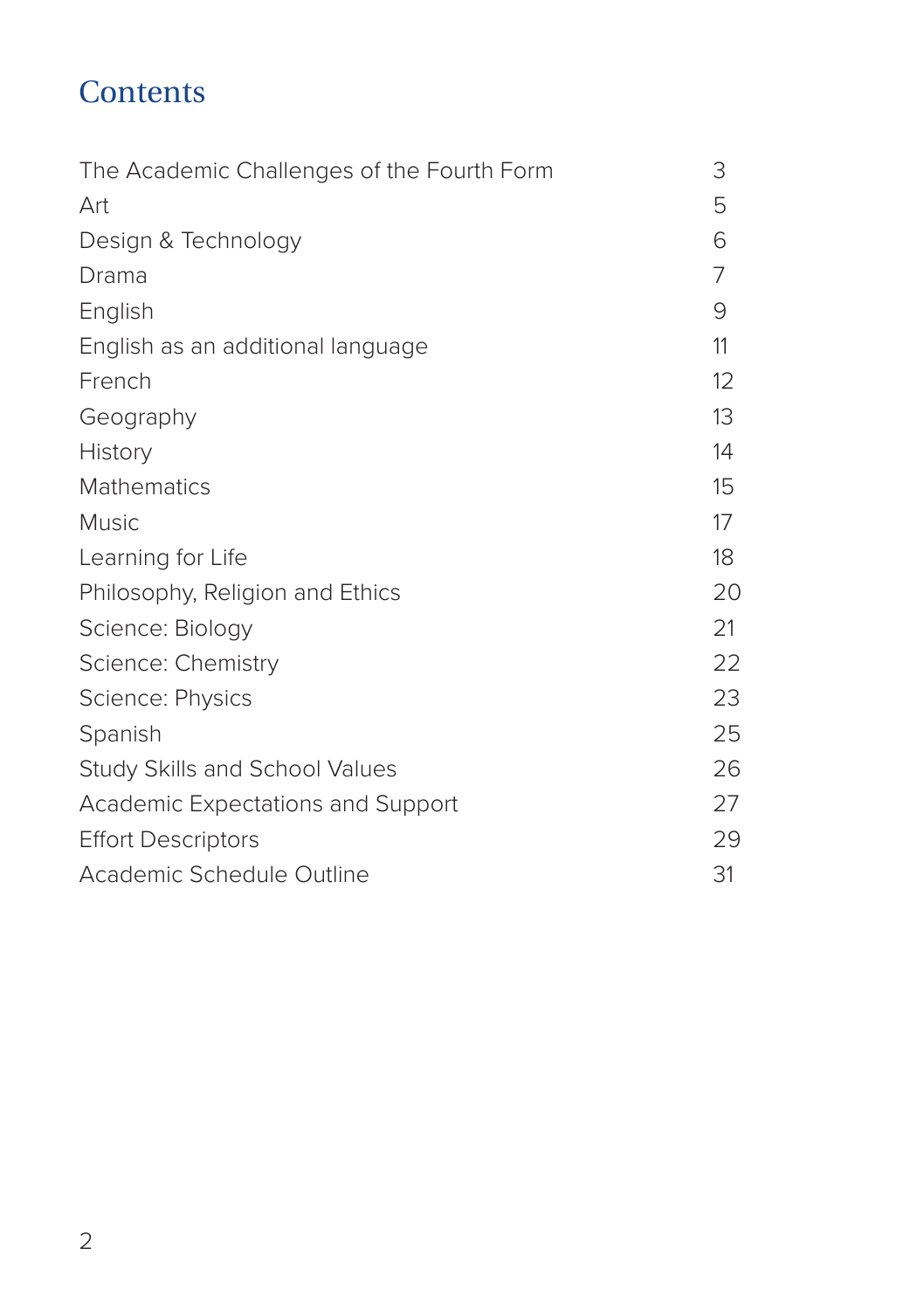# Contents

| | |
|---|---|
| The Academic Challenges of the Fourth Form | 3 |
| Art | 5 |
| Design & Technology | 6 |
| Drama | 7 |
| English | 9 |
| English as an additional language | 11 |
| French | 12 |
| Geography | 13 |
| History | 14 |
| Mathematics | 15 |
| Music | 17 |
| Learning for Life | 18 |
| Philosophy, Religion and Ethics | 20 |
| Science: Biology | 21 |
| Science: Chemistry | 22 |
| Science: Physics | 23 |
| Spanish | 25 |
| Study Skills and School Values | 26 |
| Academic Expectations and Support | 27 |
| Effort Descriptors | 29 |
| Academic Schedule Outline | 31 |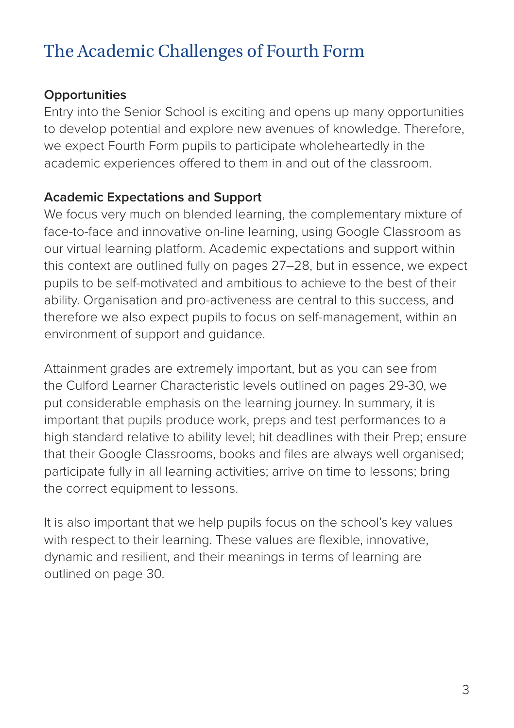# The Academic Challenges of Fourth Form

### Opportunities

Entry into the Senior School is exciting and opens up many opportunities to develop potential and explore new avenues of knowledge. Therefore, we expect Fourth Form pupils to participate wholeheartedly in the academic experiences offered to them in and out of the classroom.

### Academic Expectations and Support

We focus very much on blended learning, the complementary mixture of face-to-face and innovative on-line learning, using Google Classroom as our virtual learning platform. Academic expectations and support within this context are outlined fully on pages 27–28, but in essence, we expect pupils to be self-motivated and ambitious to achieve to the best of their ability. Organisation and pro-activeness are central to this success, and therefore we also expect pupils to focus on self-management, within an environment of support and guidance.

Attainment grades are extremely important, but as you can see from the Culford Learner Characteristic levels outlined on pages 29-30, we put considerable emphasis on the learning journey. In summary, it is important that pupils produce work, preps and test performances to a high standard relative to ability level; hit deadlines with their Prep; ensure that their Google Classrooms, books and files are always well organised; participate fully in all learning activities; arrive on time to lessons; bring the correct equipment to lessons.

It is also important that we help pupils focus on the school's key values with respect to their learning. These values are flexible, innovative, dynamic and resilient, and their meanings in terms of learning are outlined on page 30.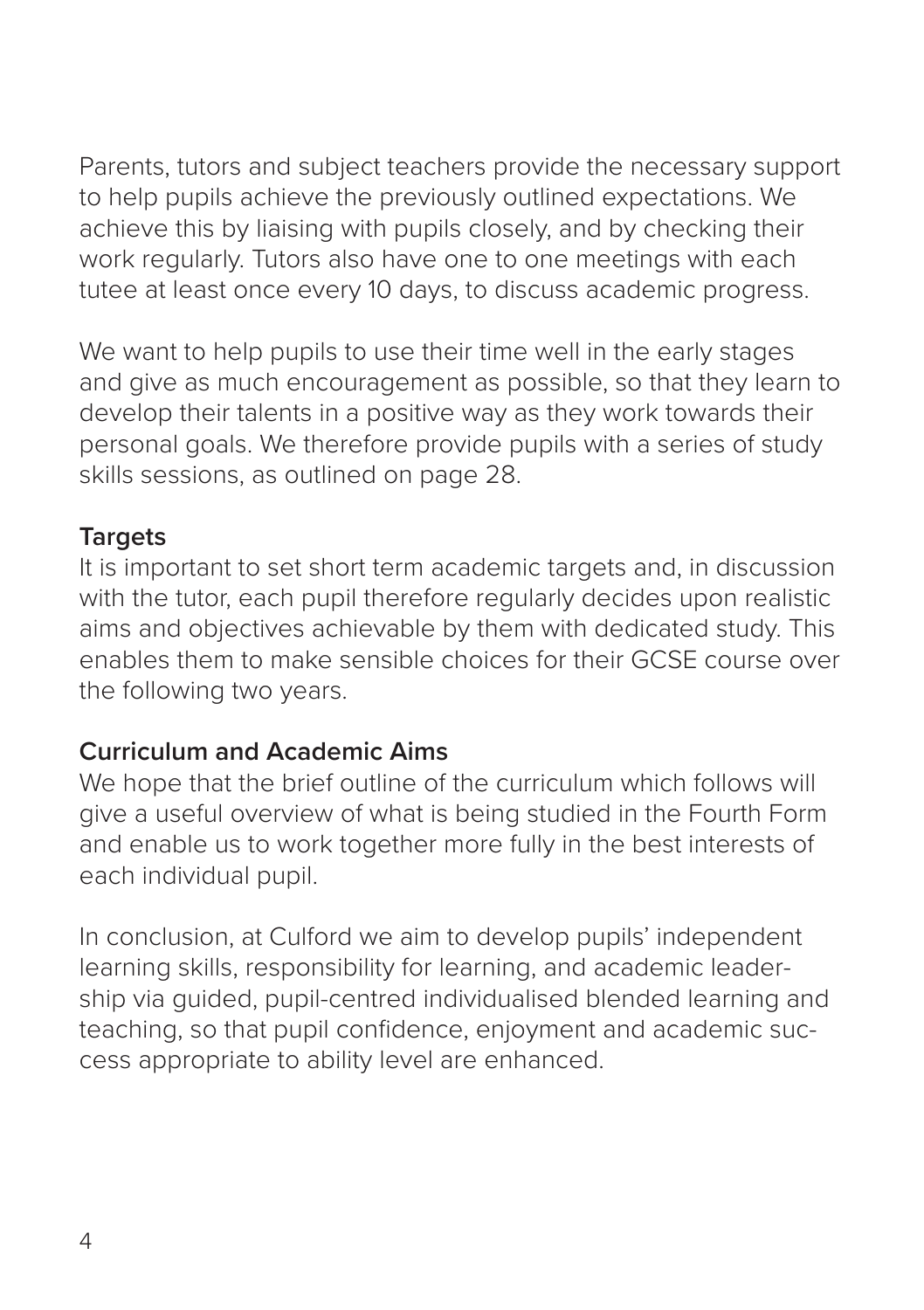Parents, tutors and subject teachers provide the necessary support to help pupils achieve the previously outlined expectations. We achieve this by liaising with pupils closely, and by checking their work regularly. Tutors also have one to one meetings with each tutee at least once every 10 days, to discuss academic progress.

We want to help pupils to use their time well in the early stages and give as much encouragement as possible, so that they learn to develop their talents in a positive way as they work towards their personal goals. We therefore provide pupils with a series of study skills sessions, as outlined on page 28.

**Targets**

It is important to set short term academic targets and, in discussion with the tutor, each pupil therefore regularly decides upon realistic aims and objectives achievable by them with dedicated study. This enables them to make sensible choices for their GCSE course over the following two years.

**Curriculum and Academic Aims**

We hope that the brief outline of the curriculum which follows will give a useful overview of what is being studied in the Fourth Form and enable us to work together more fully in the best interests of each individual pupil.

In conclusion, at Culford we aim to develop pupils' independent learning skills, responsibility for learning, and academic leadership via guided, pupil-centred individualised blended learning and teaching, so that pupil confidence, enjoyment and academic success appropriate to ability level are enhanced.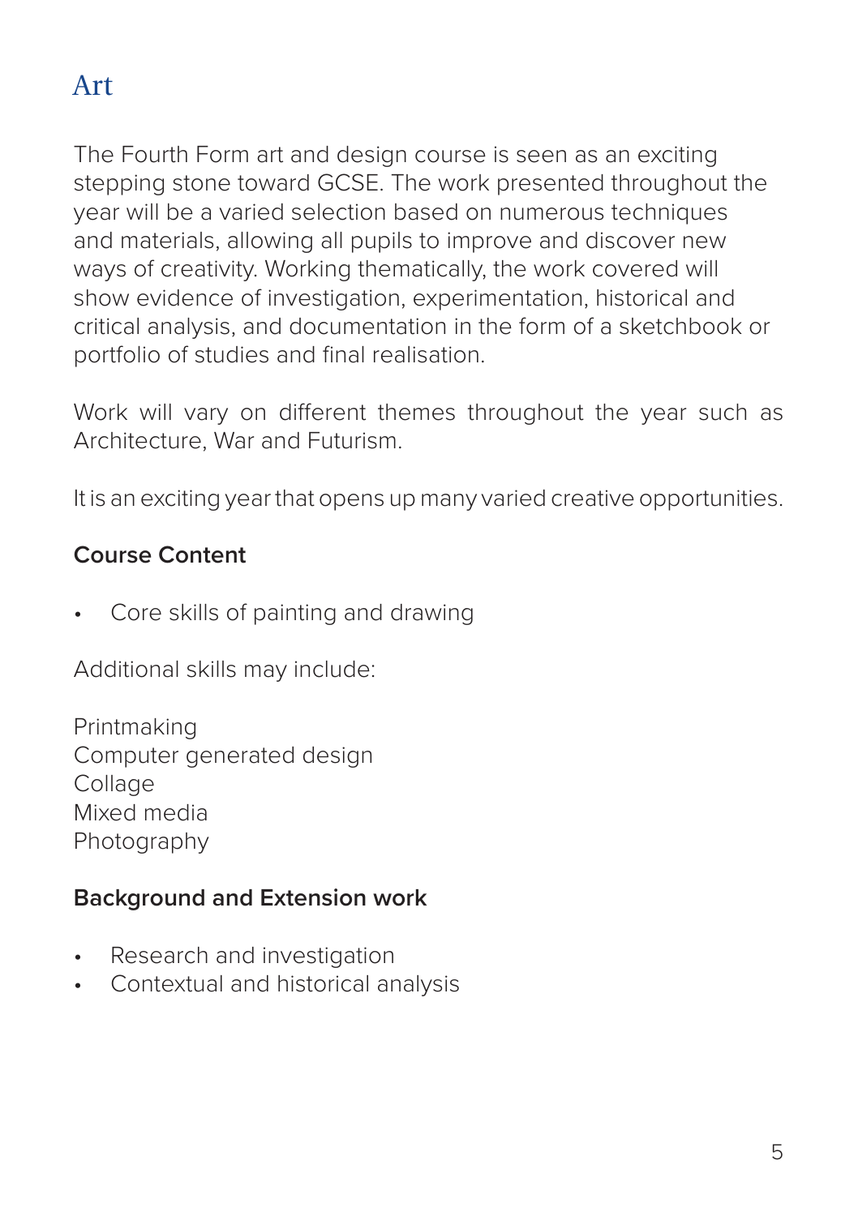# Art

The Fourth Form art and design course is seen as an exciting stepping stone toward GCSE. The work presented throughout the year will be a varied selection based on numerous techniques and materials, allowing all pupils to improve and discover new ways of creativity. Working thematically, the work covered will show evidence of investigation, experimentation, historical and critical analysis, and documentation in the form of a sketchbook or portfolio of studies and final realisation.

Work will vary on different themes throughout the year such as Architecture, War and Futurism.

It is an exciting year that opens up many varied creative opportunities.

**Course Content**

- Core skills of painting and drawing

Additional skills may include:

Printmaking
Computer generated design
Collage
Mixed media
Photography

**Background and Extension work**

- Research and investigation
- Contextual and historical analysis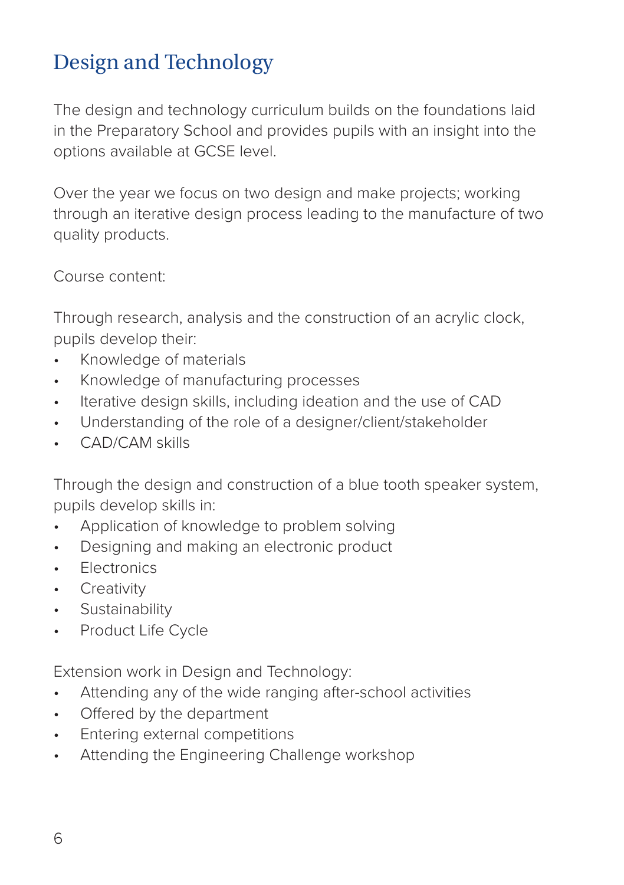# Design and Technology

The design and technology curriculum builds on the foundations laid in the Preparatory School and provides pupils with an insight into the options available at GCSE level.

Over the year we focus on two design and make projects; working through an iterative design process leading to the manufacture of two quality products.

Course content:

Through research, analysis and the construction of an acrylic clock, pupils develop their:

- Knowledge of materials
- Knowledge of manufacturing processes
- Iterative design skills, including ideation and the use of CAD
- Understanding of the role of a designer/client/stakeholder
- CAD/CAM skills

Through the design and construction of a blue tooth speaker system, pupils develop skills in:

- Application of knowledge to problem solving
- Designing and making an electronic product
- Electronics
- Creativity
- Sustainability
- Product Life Cycle

Extension work in Design and Technology:

- Attending any of the wide ranging after-school activities
- Offered by the department
- Entering external competitions
- Attending the Engineering Challenge workshop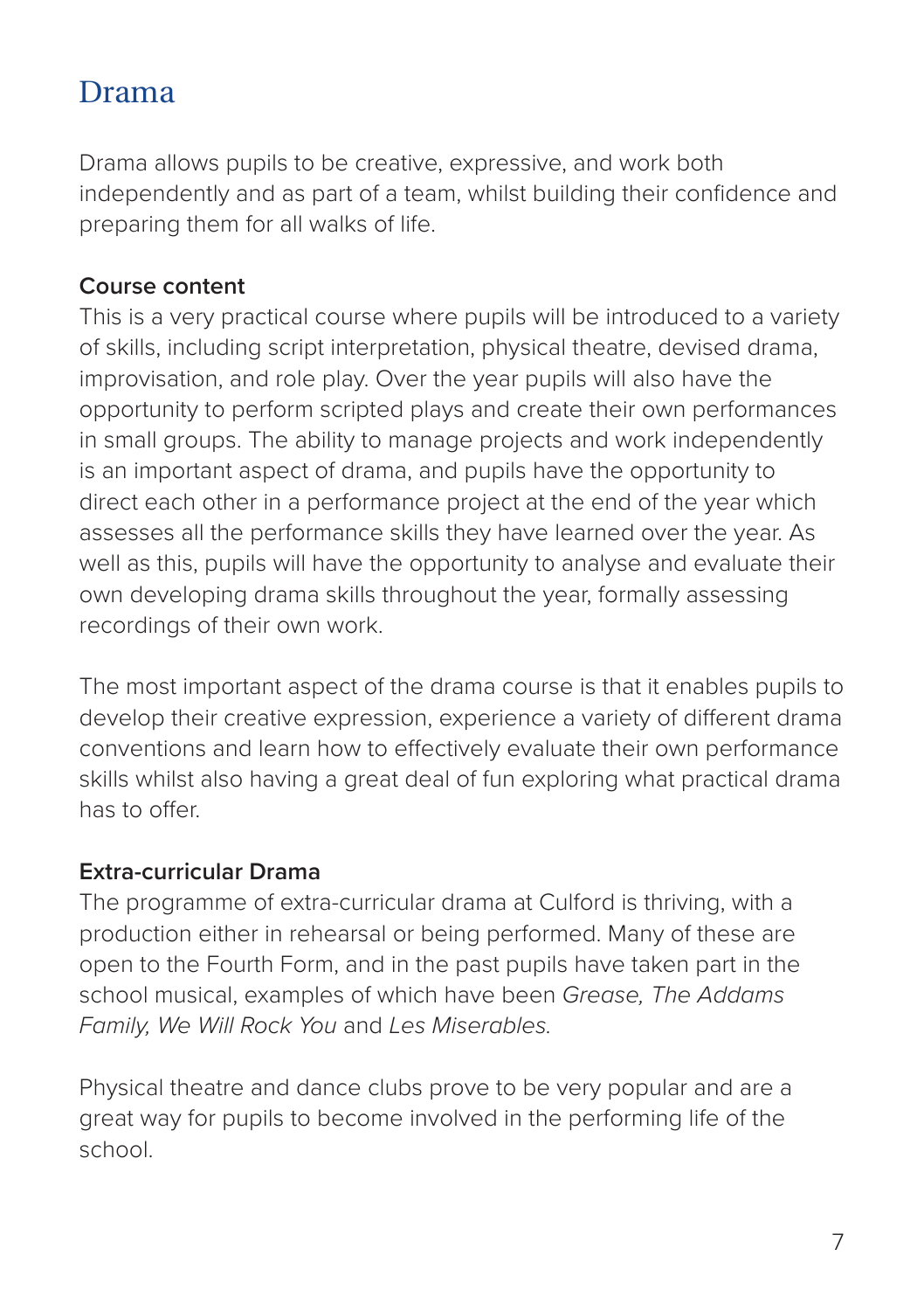# Drama

Drama allows pupils to be creative, expressive, and work both independently and as part of a team, whilst building their confidence and preparing them for all walks of life.

**Course content**

This is a very practical course where pupils will be introduced to a variety of skills, including script interpretation, physical theatre, devised drama, improvisation, and role play. Over the year pupils will also have the opportunity to perform scripted plays and create their own performances in small groups. The ability to manage projects and work independently is an important aspect of drama, and pupils have the opportunity to direct each other in a performance project at the end of the year which assesses all the performance skills they have learned over the year. As well as this, pupils will have the opportunity to analyse and evaluate their own developing drama skills throughout the year, formally assessing recordings of their own work.

The most important aspect of the drama course is that it enables pupils to develop their creative expression, experience a variety of different drama conventions and learn how to effectively evaluate their own performance skills whilst also having a great deal of fun exploring what practical drama has to offer.

**Extra-curricular Drama**

The programme of extra-curricular drama at Culford is thriving, with a production either in rehearsal or being performed. Many of these are open to the Fourth Form, and in the past pupils have taken part in the school musical, examples of which have been *Grease, The Addams Family, We Will Rock You* and *Les Miserables.*

Physical theatre and dance clubs prove to be very popular and are a great way for pupils to become involved in the performing life of the school.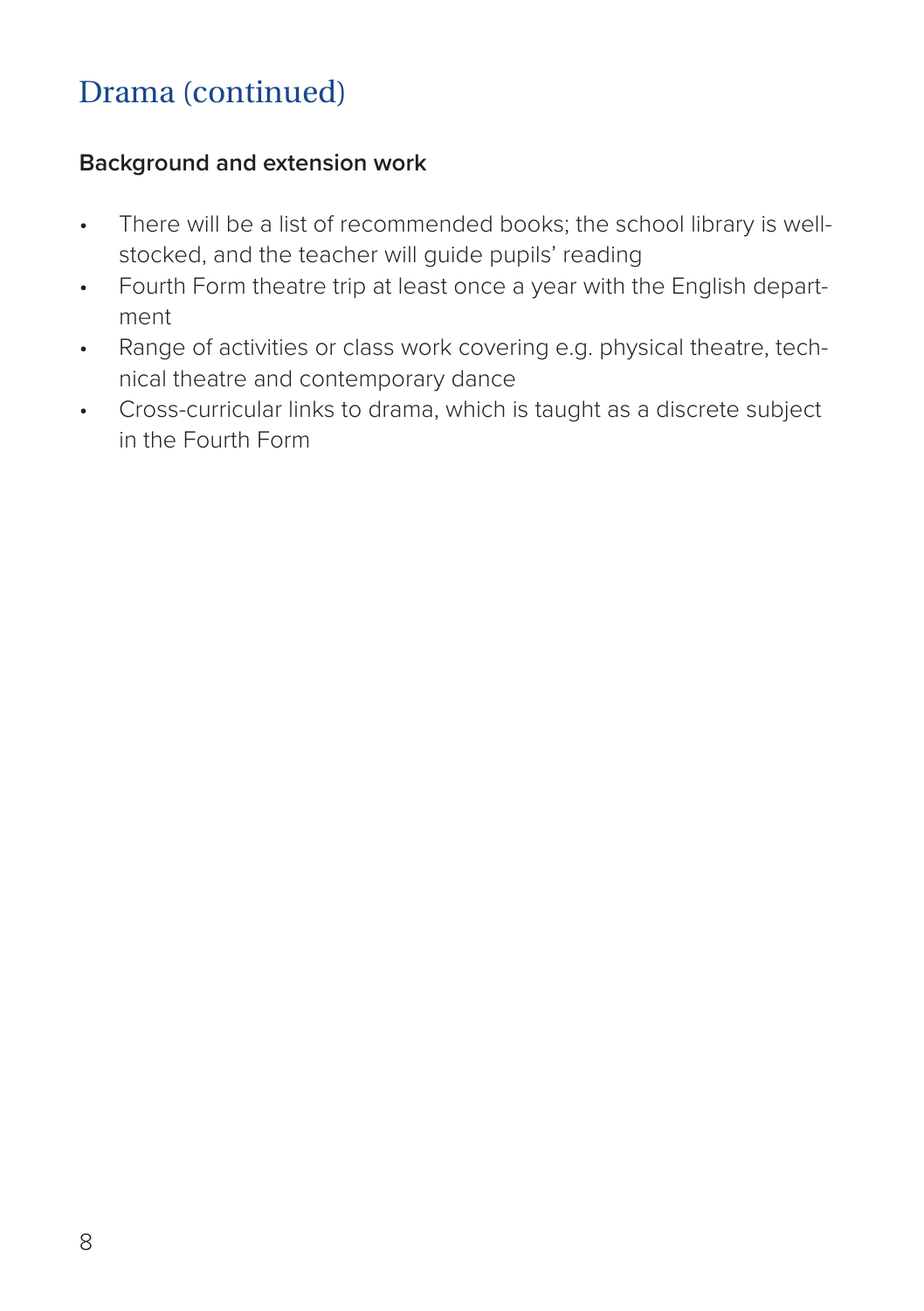# Drama (continued)

**Background and extension work**

- There will be a list of recommended books; the school library is well-stocked, and the teacher will guide pupils' reading
- Fourth Form theatre trip at least once a year with the English department
- Range of activities or class work covering e.g. physical theatre, technical theatre and contemporary dance
- Cross-curricular links to drama, which is taught as a discrete subject in the Fourth Form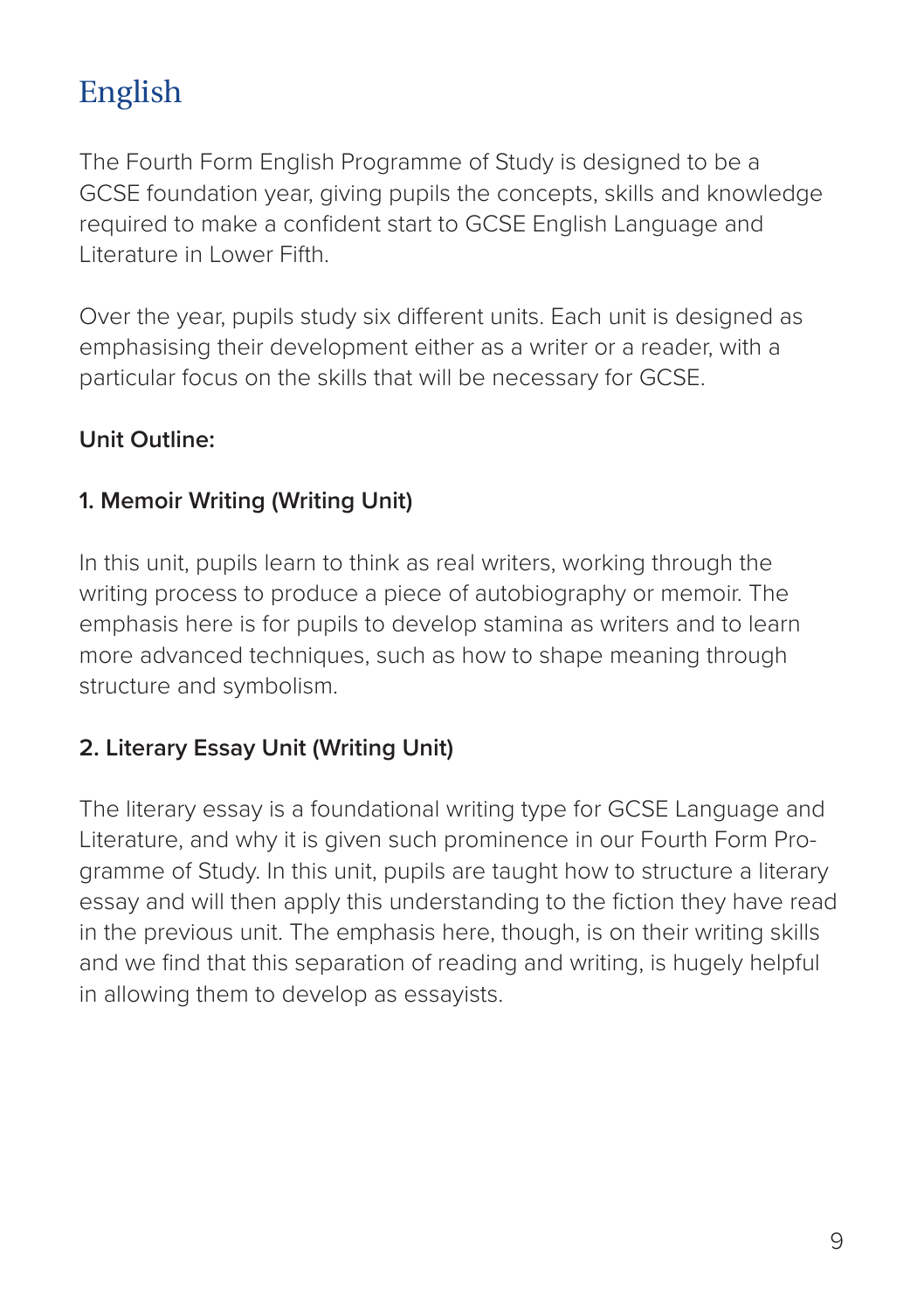# English

The Fourth Form English Programme of Study is designed to be a GCSE foundation year, giving pupils the concepts, skills and knowledge required to make a confident start to GCSE English Language and Literature in Lower Fifth.

Over the year, pupils study six different units. Each unit is designed as emphasising their development either as a writer or a reader, with a particular focus on the skills that will be necessary for GCSE.

**Unit Outline:**

**1. Memoir Writing (Writing Unit)**

In this unit, pupils learn to think as real writers, working through the writing process to produce a piece of autobiography or memoir. The emphasis here is for pupils to develop stamina as writers and to learn more advanced techniques, such as how to shape meaning through structure and symbolism.

**2. Literary Essay Unit (Writing Unit)**

The literary essay is a foundational writing type for GCSE Language and Literature, and why it is given such prominence in our Fourth Form Programme of Study. In this unit, pupils are taught how to structure a literary essay and will then apply this understanding to the fiction they have read in the previous unit. The emphasis here, though, is on their writing skills and we find that this separation of reading and writing, is hugely helpful in allowing them to develop as essayists.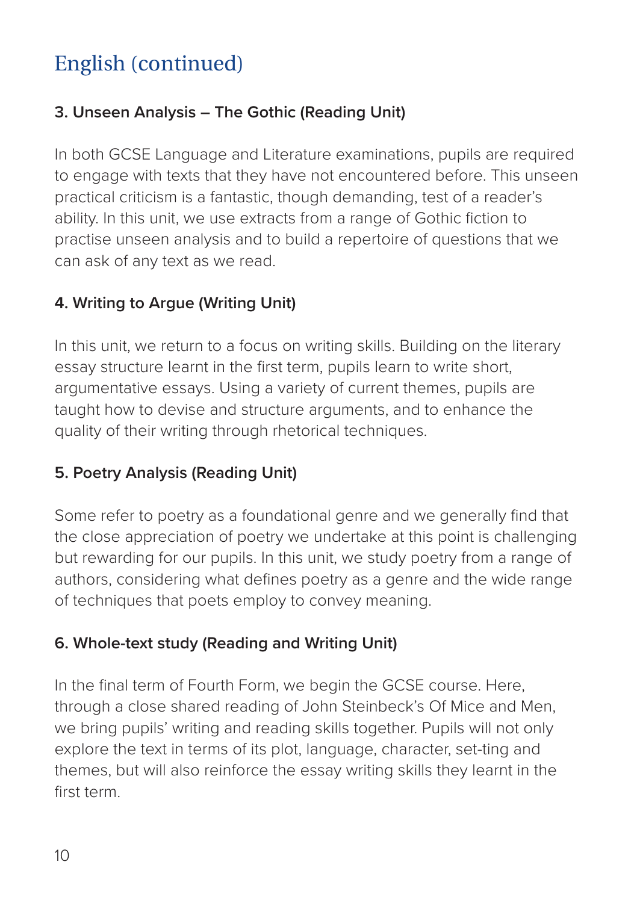# English (continued)

### 3. Unseen Analysis – The Gothic (Reading Unit)

In both GCSE Language and Literature examinations, pupils are required to engage with texts that they have not encountered before. This unseen practical criticism is a fantastic, though demanding, test of a reader's ability. In this unit, we use extracts from a range of Gothic fiction to practise unseen analysis and to build a repertoire of questions that we can ask of any text as we read.

### 4. Writing to Argue (Writing Unit)

In this unit, we return to a focus on writing skills. Building on the literary essay structure learnt in the first term, pupils learn to write short, argumentative essays. Using a variety of current themes, pupils are taught how to devise and structure arguments, and to enhance the quality of their writing through rhetorical techniques.

### 5. Poetry Analysis (Reading Unit)

Some refer to poetry as a foundational genre and we generally find that the close appreciation of poetry we undertake at this point is challenging but rewarding for our pupils. In this unit, we study poetry from a range of authors, considering what defines poetry as a genre and the wide range of techniques that poets employ to convey meaning.

### 6. Whole-text study (Reading and Writing Unit)

In the final term of Fourth Form, we begin the GCSE course. Here, through a close shared reading of John Steinbeck's Of Mice and Men, we bring pupils' writing and reading skills together. Pupils will not only explore the text in terms of its plot, language, character, set-ting and themes, but will also reinforce the essay writing skills they learnt in the first term.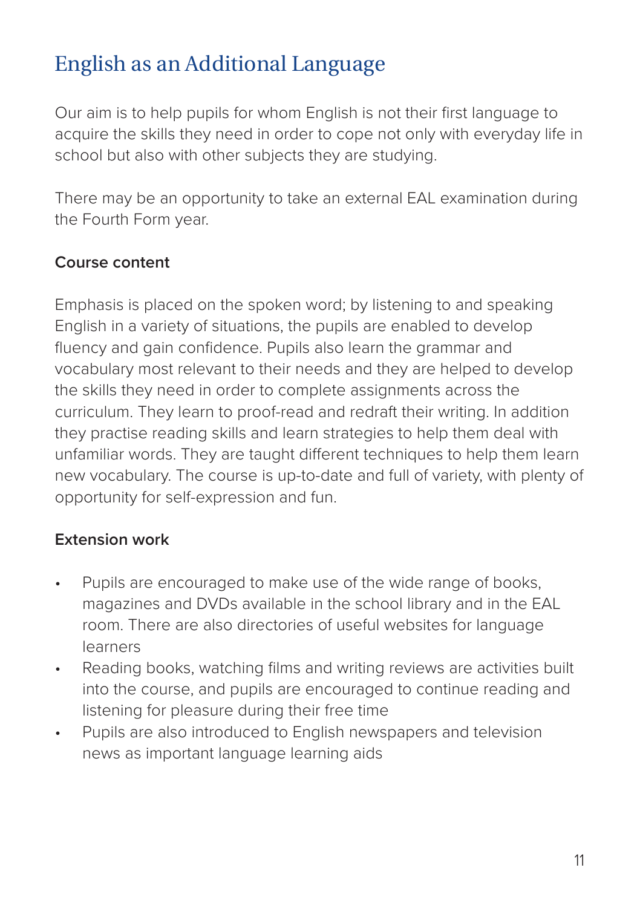# English as an Additional Language

Our aim is to help pupils for whom English is not their first language to acquire the skills they need in order to cope not only with everyday life in school but also with other subjects they are studying.

There may be an opportunity to take an external EAL examination during the Fourth Form year.

**Course content**

Emphasis is placed on the spoken word; by listening to and speaking English in a variety of situations, the pupils are enabled to develop fluency and gain confidence. Pupils also learn the grammar and vocabulary most relevant to their needs and they are helped to develop the skills they need in order to complete assignments across the curriculum. They learn to proof-read and redraft their writing. In addition they practise reading skills and learn strategies to help them deal with unfamiliar words. They are taught different techniques to help them learn new vocabulary. The course is up-to-date and full of variety, with plenty of opportunity for self-expression and fun.

**Extension work**

- Pupils are encouraged to make use of the wide range of books, magazines and DVDs available in the school library and in the EAL room. There are also directories of useful websites for language learners
- Reading books, watching films and writing reviews are activities built into the course, and pupils are encouraged to continue reading and listening for pleasure during their free time
- Pupils are also introduced to English newspapers and television news as important language learning aids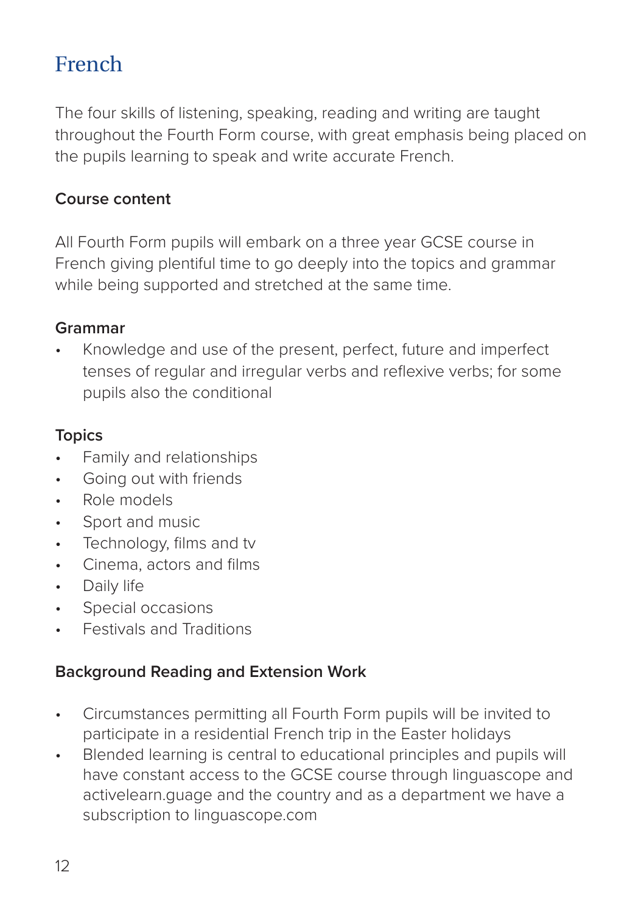# French

The four skills of listening, speaking, reading and writing are taught throughout the Fourth Form course, with great emphasis being placed on the pupils learning to speak and write accurate French.

**Course content**

All Fourth Form pupils will embark on a three year GCSE course in French giving plentiful time to go deeply into the topics and grammar while being supported and stretched at the same time.

**Grammar**

- Knowledge and use of the present, perfect, future and imperfect tenses of regular and irregular verbs and reflexive verbs; for some pupils also the conditional

**Topics**

- Family and relationships
- Going out with friends
- Role models
- Sport and music
- Technology, films and tv
- Cinema, actors and films
- Daily life
- Special occasions
- Festivals and Traditions

**Background Reading and Extension Work**

- Circumstances permitting all Fourth Form pupils will be invited to participate in a residential French trip in the Easter holidays
- Blended learning is central to educational principles and pupils will have constant access to the GCSE course through linguascope and activelearn.guage and the country and as a department we have a subscription to linguascope.com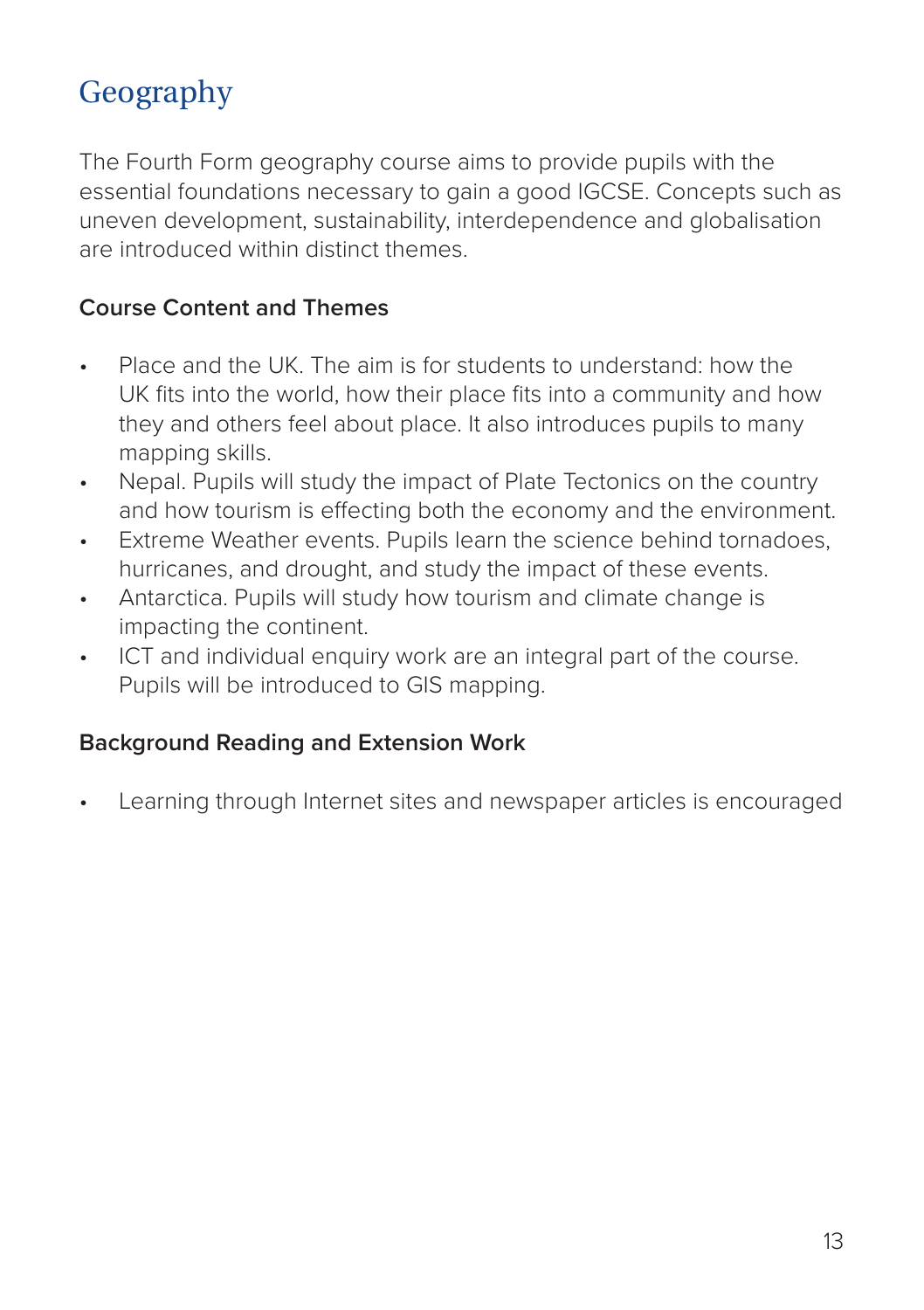# Geography

The Fourth Form geography course aims to provide pupils with the essential foundations necessary to gain a good IGCSE. Concepts such as uneven development, sustainability, interdependence and globalisation are introduced within distinct themes.

### Course Content and Themes

- Place and the UK. The aim is for students to understand: how the UK fits into the world, how their place fits into a community and how they and others feel about place. It also introduces pupils to many mapping skills.
- Nepal. Pupils will study the impact of Plate Tectonics on the country and how tourism is effecting both the economy and the environment.
- Extreme Weather events. Pupils learn the science behind tornadoes, hurricanes, and drought, and study the impact of these events.
- Antarctica. Pupils will study how tourism and climate change is impacting the continent.
- ICT and individual enquiry work are an integral part of the course. Pupils will be introduced to GIS mapping.

### Background Reading and Extension Work

- Learning through Internet sites and newspaper articles is encouraged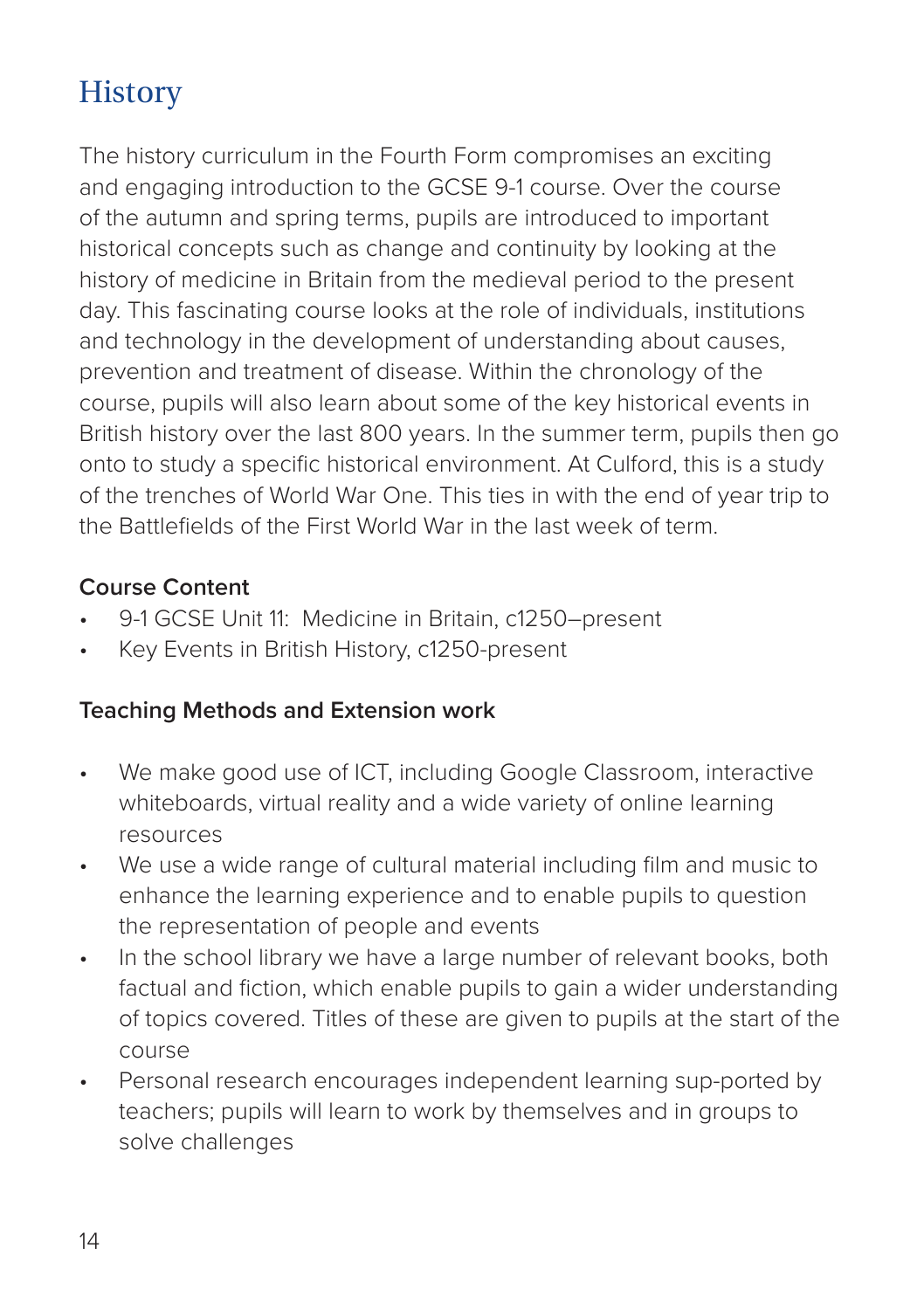# History

The history curriculum in the Fourth Form compromises an exciting and engaging introduction to the GCSE 9-1 course. Over the course of the autumn and spring terms, pupils are introduced to important historical concepts such as change and continuity by looking at the history of medicine in Britain from the medieval period to the present day. This fascinating course looks at the role of individuals, institutions and technology in the development of understanding about causes, prevention and treatment of disease. Within the chronology of the course, pupils will also learn about some of the key historical events in British history over the last 800 years. In the summer term, pupils then go onto to study a specific historical environment. At Culford, this is a study of the trenches of World War One. This ties in with the end of year trip to the Battlefields of the First World War in the last week of term.

**Course Content**

- 9-1 GCSE Unit 11: Medicine in Britain, c1250–present
- Key Events in British History, c1250-present

**Teaching Methods and Extension work**

- We make good use of ICT, including Google Classroom, interactive whiteboards, virtual reality and a wide variety of online learning resources
- We use a wide range of cultural material including film and music to enhance the learning experience and to enable pupils to question the representation of people and events
- In the school library we have a large number of relevant books, both factual and fiction, which enable pupils to gain a wider understanding of topics covered. Titles of these are given to pupils at the start of the course
- Personal research encourages independent learning sup-ported by teachers; pupils will learn to work by themselves and in groups to solve challenges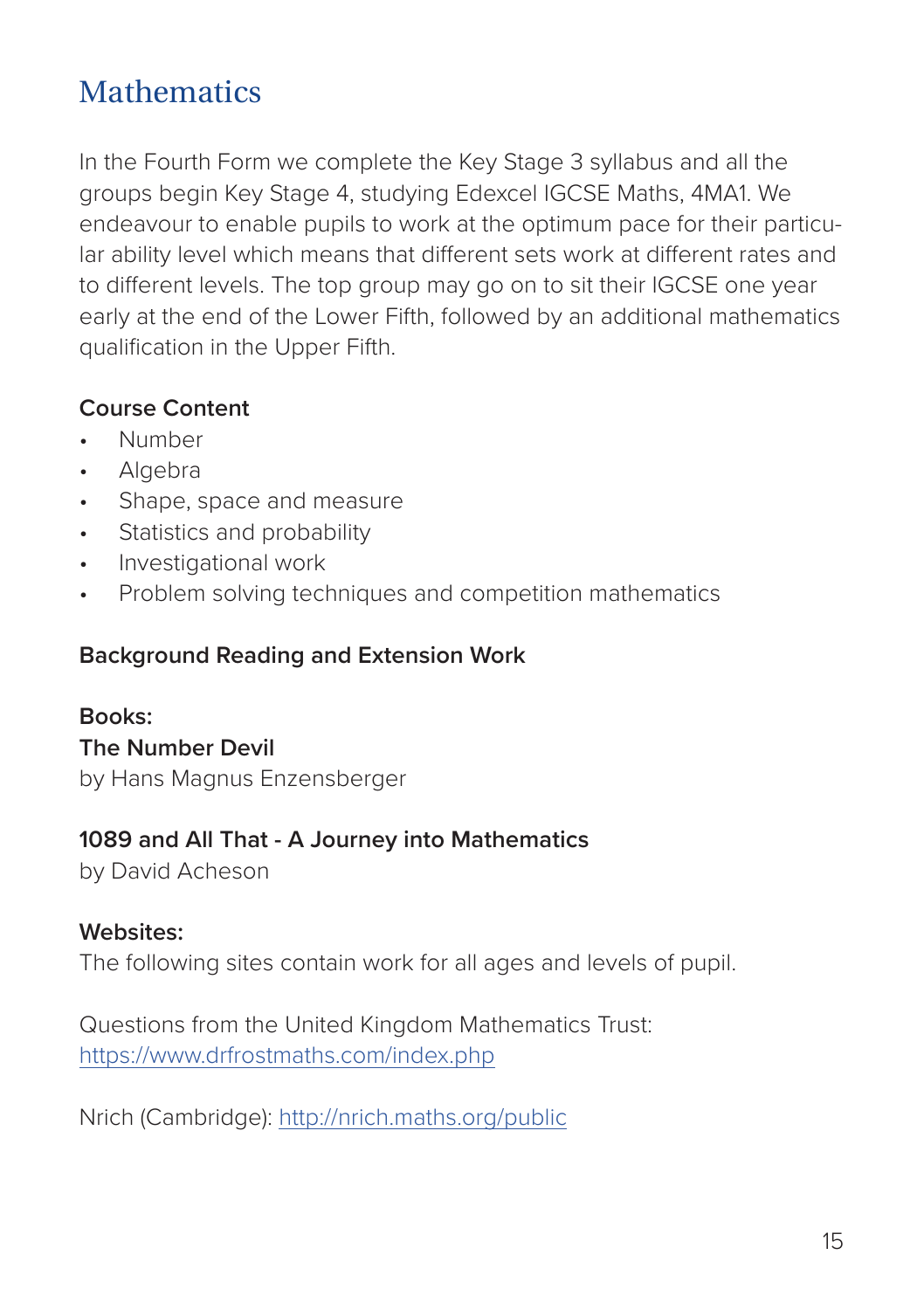# Mathematics

In the Fourth Form we complete the Key Stage 3 syllabus and all the groups begin Key Stage 4, studying Edexcel IGCSE Maths, 4MA1. We endeavour to enable pupils to work at the optimum pace for their particular ability level which means that different sets work at different rates and to different levels. The top group may go on to sit their IGCSE one year early at the end of the Lower Fifth, followed by an additional mathematics qualification in the Upper Fifth.

### Course Content

- Number
- Algebra
- Shape, space and measure
- Statistics and probability
- Investigational work
- Problem solving techniques and competition mathematics

### Background Reading and Extension Work

**Books:**

**The Number Devil**
by Hans Magnus Enzensberger

**1089 and All That - A Journey into Mathematics**
by David Acheson

**Websites:**
The following sites contain work for all ages and levels of pupil.

Questions from the United Kingdom Mathematics Trust:
https://www.drfrostmaths.com/index.php

Nrich (Cambridge): http://nrich.maths.org/public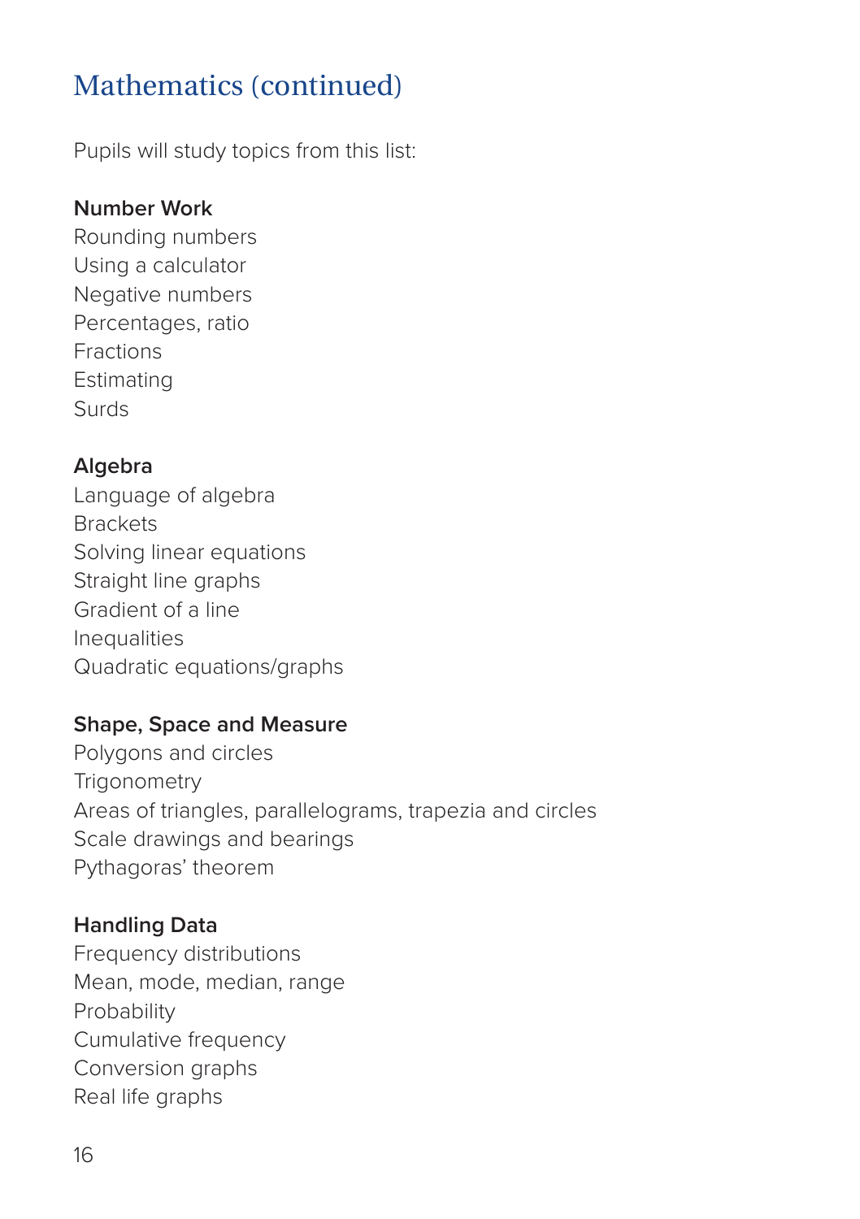## Mathematics (continued)

Pupils will study topics from this list:

**Number Work**

Rounding numbers
Using a calculator
Negative numbers
Percentages, ratio
Fractions
Estimating
Surds

**Algebra**

Language of algebra
Brackets
Solving linear equations
Straight line graphs
Gradient of a line
Inequalities
Quadratic equations/graphs

**Shape, Space and Measure**

Polygons and circles
Trigonometry
Areas of triangles, parallelograms, trapezia and circles
Scale drawings and bearings
Pythagoras' theorem

**Handling Data**

Frequency distributions
Mean, mode, median, range
Probability
Cumulative frequency
Conversion graphs
Real life graphs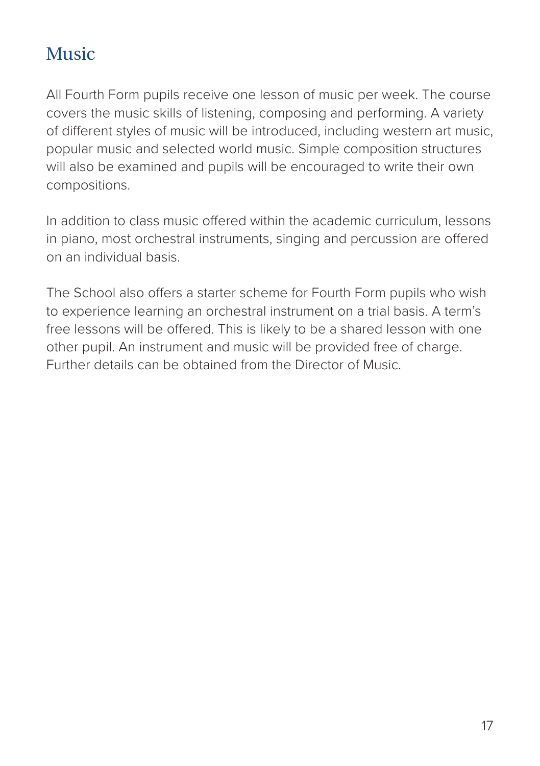# Music

All Fourth Form pupils receive one lesson of music per week. The course covers the music skills of listening, composing and performing. A variety of different styles of music will be introduced, including western art music, popular music and selected world music. Simple composition structures will also be examined and pupils will be encouraged to write their own compositions.

In addition to class music offered within the academic curriculum, lessons in piano, most orchestral instruments, singing and percussion are offered on an individual basis.

The School also offers a starter scheme for Fourth Form pupils who wish to experience learning an orchestral instrument on a trial basis. A term's free lessons will be offered. This is likely to be a shared lesson with one other pupil. An instrument and music will be provided free of charge. Further details can be obtained from the Director of Music.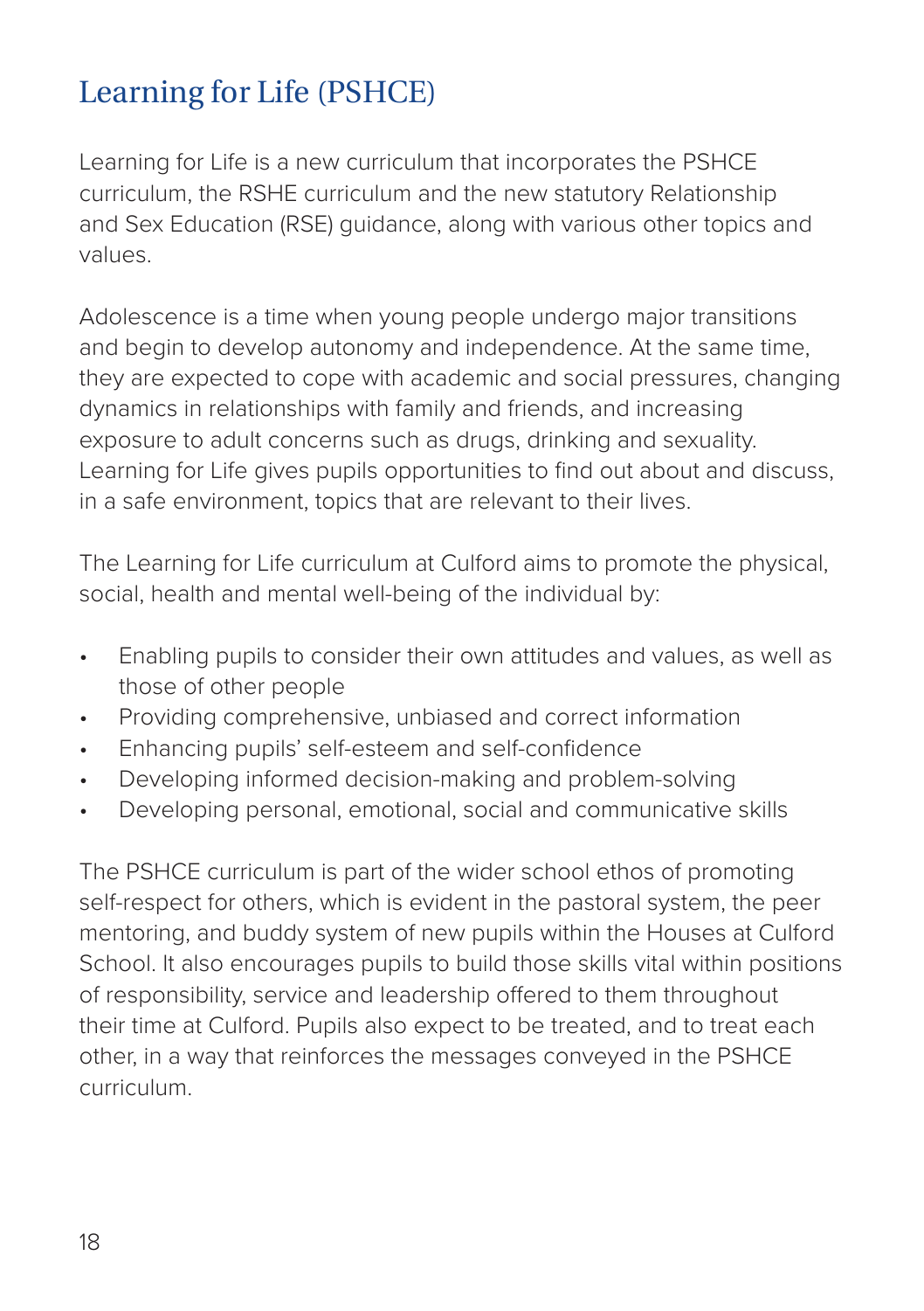## Learning for Life (PSHCE)

Learning for Life is a new curriculum that incorporates the PSHCE curriculum, the RSHE curriculum and the new statutory Relationship and Sex Education (RSE) guidance, along with various other topics and values.

Adolescence is a time when young people undergo major transitions and begin to develop autonomy and independence. At the same time, they are expected to cope with academic and social pressures, changing dynamics in relationships with family and friends, and increasing exposure to adult concerns such as drugs, drinking and sexuality. Learning for Life gives pupils opportunities to find out about and discuss, in a safe environment, topics that are relevant to their lives.

The Learning for Life curriculum at Culford aims to promote the physical, social, health and mental well-being of the individual by:

- Enabling pupils to consider their own attitudes and values, as well as those of other people
- Providing comprehensive, unbiased and correct information
- Enhancing pupils' self-esteem and self-confidence
- Developing informed decision-making and problem-solving
- Developing personal, emotional, social and communicative skills

The PSHCE curriculum is part of the wider school ethos of promoting self-respect for others, which is evident in the pastoral system, the peer mentoring, and buddy system of new pupils within the Houses at Culford School. It also encourages pupils to build those skills vital within positions of responsibility, service and leadership offered to them throughout their time at Culford. Pupils also expect to be treated, and to treat each other, in a way that reinforces the messages conveyed in the PSHCE curriculum.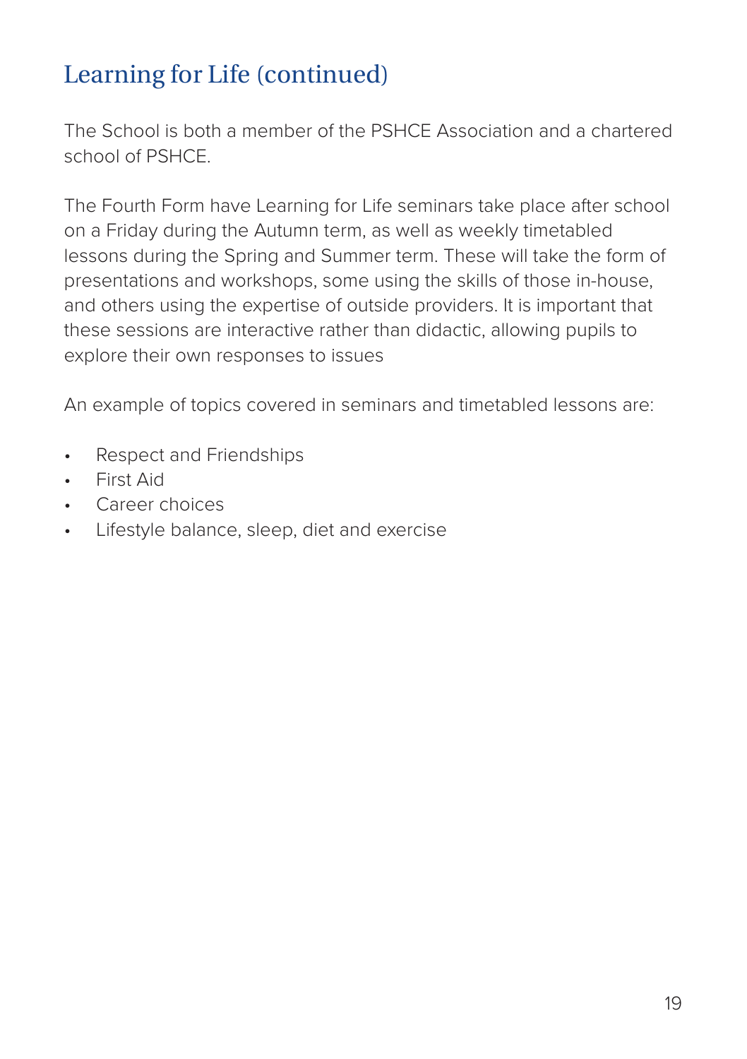## Learning for Life (continued)

The School is both a member of the PSHCE Association and a chartered school of PSHCE.

The Fourth Form have Learning for Life seminars take place after school on a Friday during the Autumn term, as well as weekly timetabled lessons during the Spring and Summer term. These will take the form of presentations and workshops, some using the skills of those in-house, and others using the expertise of outside providers. It is important that these sessions are interactive rather than didactic, allowing pupils to explore their own responses to issues

An example of topics covered in seminars and timetabled lessons are:

- Respect and Friendships
- First Aid
- Career choices
- Lifestyle balance, sleep, diet and exercise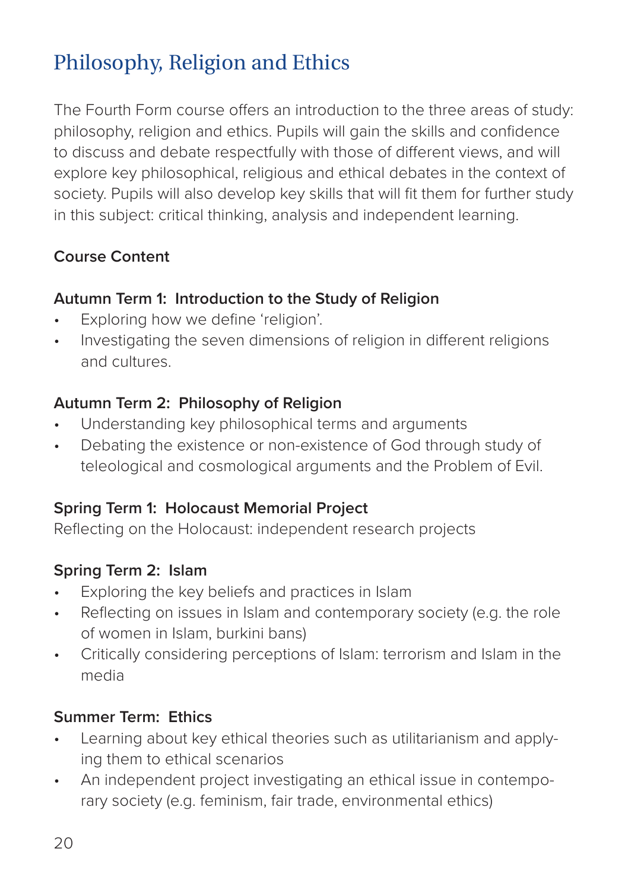# Philosophy, Religion and Ethics

The Fourth Form course offers an introduction to the three areas of study: philosophy, religion and ethics. Pupils will gain the skills and confidence to discuss and debate respectfully with those of different views, and will explore key philosophical, religious and ethical debates in the context of society. Pupils will also develop key skills that will fit them for further study in this subject: critical thinking, analysis and independent learning.

**Course Content**

**Autumn Term 1: Introduction to the Study of Religion**

- Exploring how we define 'religion'.
- Investigating the seven dimensions of religion in different religions and cultures.

**Autumn Term 2: Philosophy of Religion**

- Understanding key philosophical terms and arguments
- Debating the existence or non-existence of God through study of teleological and cosmological arguments and the Problem of Evil.

**Spring Term 1: Holocaust Memorial Project**

Reflecting on the Holocaust: independent research projects

**Spring Term 2: Islam**

- Exploring the key beliefs and practices in Islam
- Reflecting on issues in Islam and contemporary society (e.g. the role of women in Islam, burkini bans)
- Critically considering perceptions of Islam: terrorism and Islam in the media

**Summer Term: Ethics**

- Learning about key ethical theories such as utilitarianism and applying them to ethical scenarios
- An independent project investigating an ethical issue in contemporary society (e.g. feminism, fair trade, environmental ethics)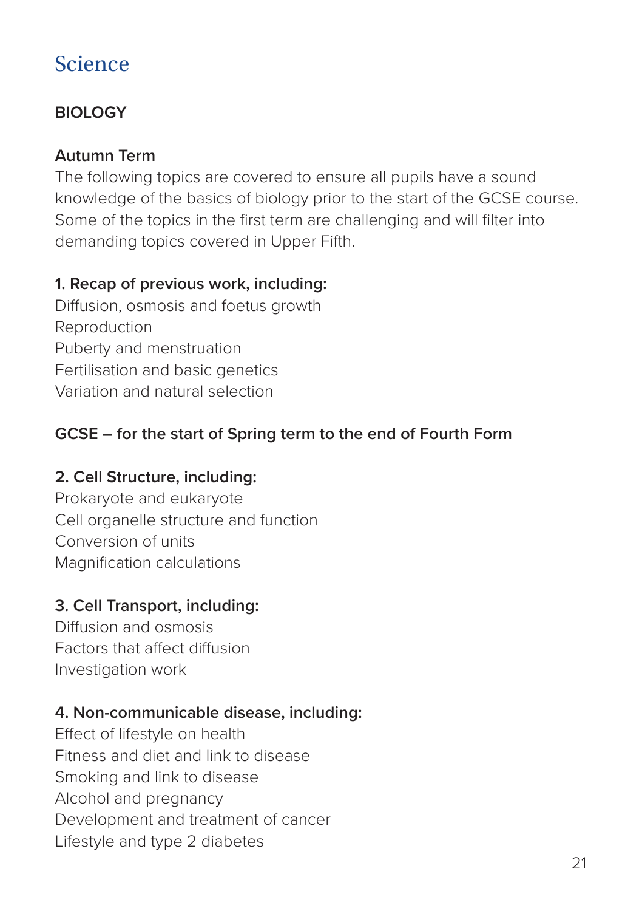# Science

## BIOLOGY

### Autumn Term

The following topics are covered to ensure all pupils have a sound knowledge of the basics of biology prior to the start of the GCSE course. Some of the topics in the first term are challenging and will filter into demanding topics covered in Upper Fifth.

**1. Recap of previous work, including:**

Diffusion, osmosis and foetus growth
Reproduction
Puberty and menstruation
Fertilisation and basic genetics
Variation and natural selection

**GCSE – for the start of Spring term to the end of Fourth Form**

**2. Cell Structure, including:**

Prokaryote and eukaryote
Cell organelle structure and function
Conversion of units
Magnification calculations

**3. Cell Transport, including:**

Diffusion and osmosis
Factors that affect diffusion
Investigation work

**4. Non-communicable disease, including:**

Effect of lifestyle on health
Fitness and diet and link to disease
Smoking and link to disease
Alcohol and pregnancy
Development and treatment of cancer
Lifestyle and type 2 diabetes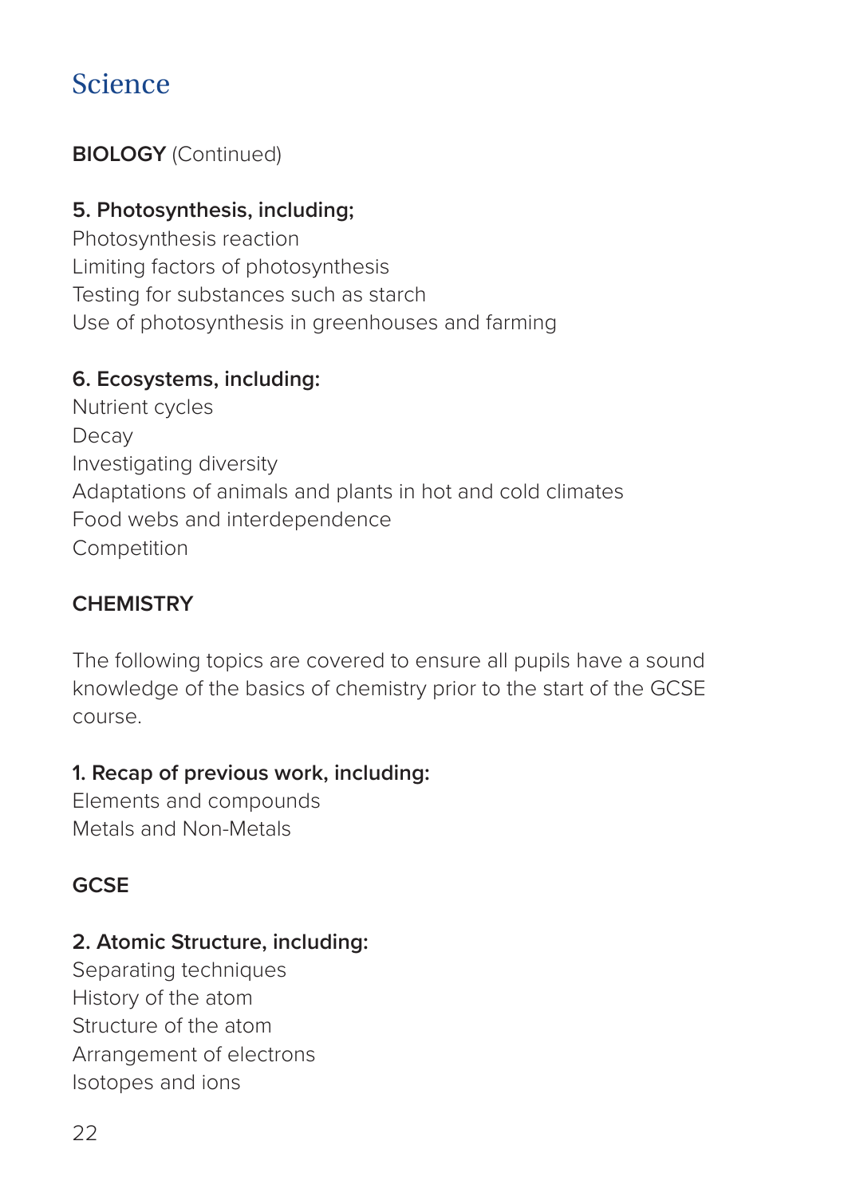# Science

**BIOLOGY** (Continued)

**5. Photosynthesis, including;**
Photosynthesis reaction
Limiting factors of photosynthesis
Testing for substances such as starch
Use of photosynthesis in greenhouses and farming

**6. Ecosystems, including:**
Nutrient cycles
Decay
Investigating diversity
Adaptations of animals and plants in hot and cold climates
Food webs and interdependence
Competition

**CHEMISTRY**

The following topics are covered to ensure all pupils have a sound knowledge of the basics of chemistry prior to the start of the GCSE course.

**1. Recap of previous work, including:**
Elements and compounds
Metals and Non-Metals

**GCSE**

**2. Atomic Structure, including:**
Separating techniques
History of the atom
Structure of the atom
Arrangement of electrons
Isotopes and ions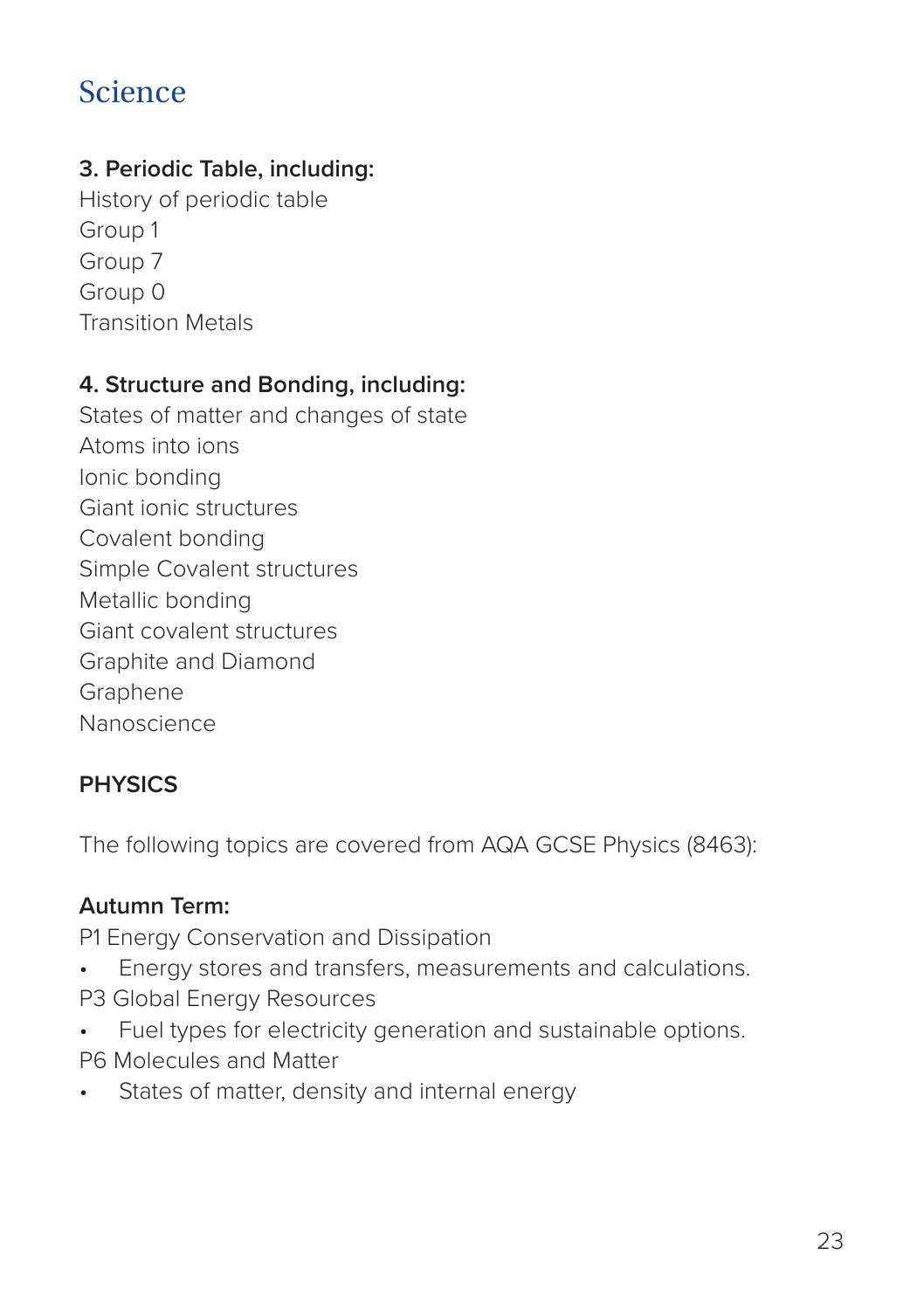# Science

**3. Periodic Table, including:**

History of periodic table
Group 1
Group 7
Group 0
Transition Metals

**4. Structure and Bonding, including:**

States of matter and changes of state
Atoms into ions
Ionic bonding
Giant ionic structures
Covalent bonding
Simple Covalent structures
Metallic bonding
Giant covalent structures
Graphite and Diamond
Graphene
Nanoscience

**PHYSICS**

The following topics are covered from AQA GCSE Physics (8463):

**Autumn Term:**

P1 Energy Conservation and Dissipation

- Energy stores and transfers, measurements and calculations.

P3 Global Energy Resources

- Fuel types for electricity generation and sustainable options.

P6 Molecules and Matter

- States of matter, density and internal energy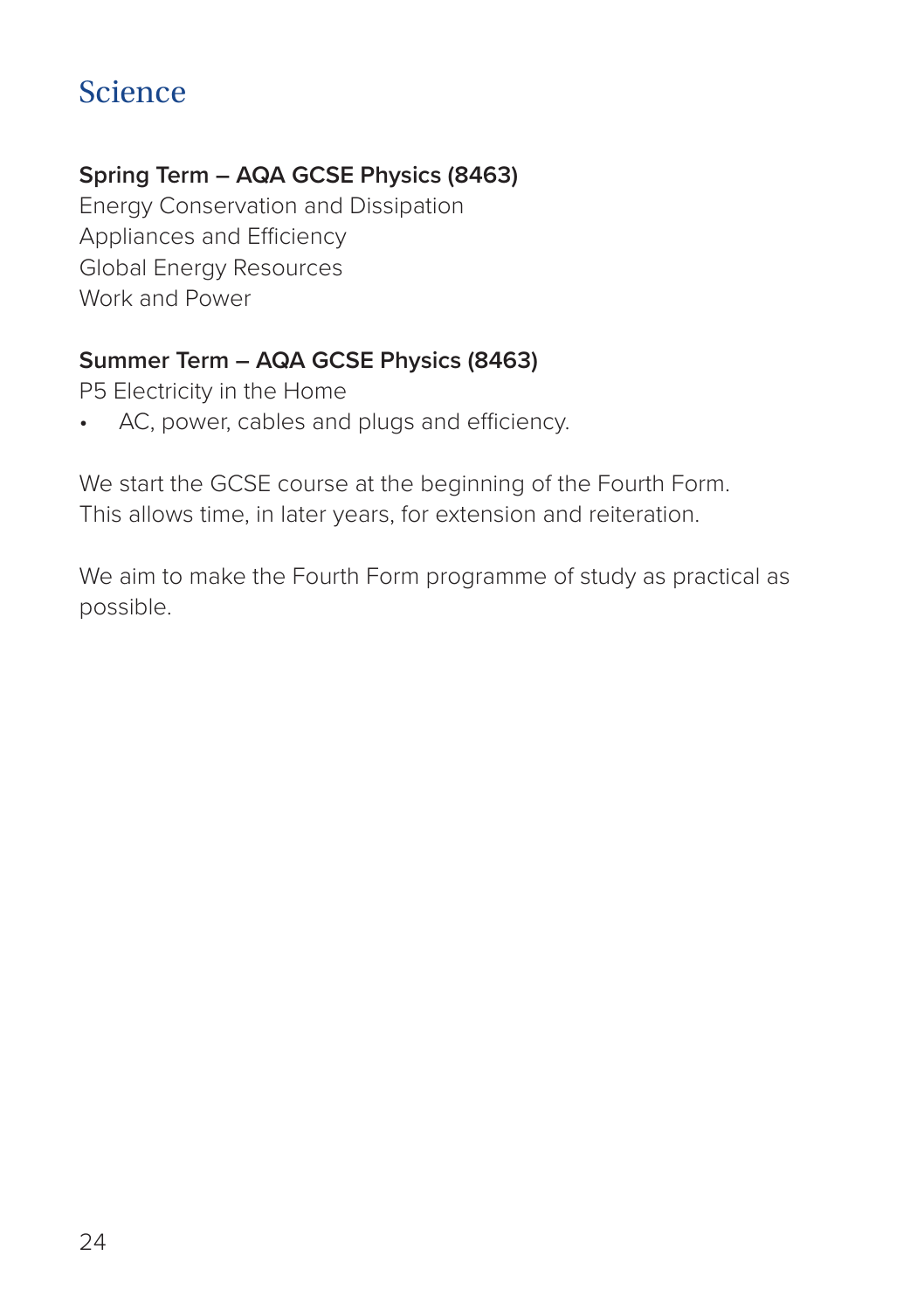# Science

**Spring Term – AQA GCSE Physics (8463)**

Energy Conservation and Dissipation
Appliances and Efficiency
Global Energy Resources
Work and Power

**Summer Term – AQA GCSE Physics (8463)**

P5 Electricity in the Home

- AC, power, cables and plugs and efficiency.

We start the GCSE course at the beginning of the Fourth Form. This allows time, in later years, for extension and reiteration.

We aim to make the Fourth Form programme of study as practical as possible.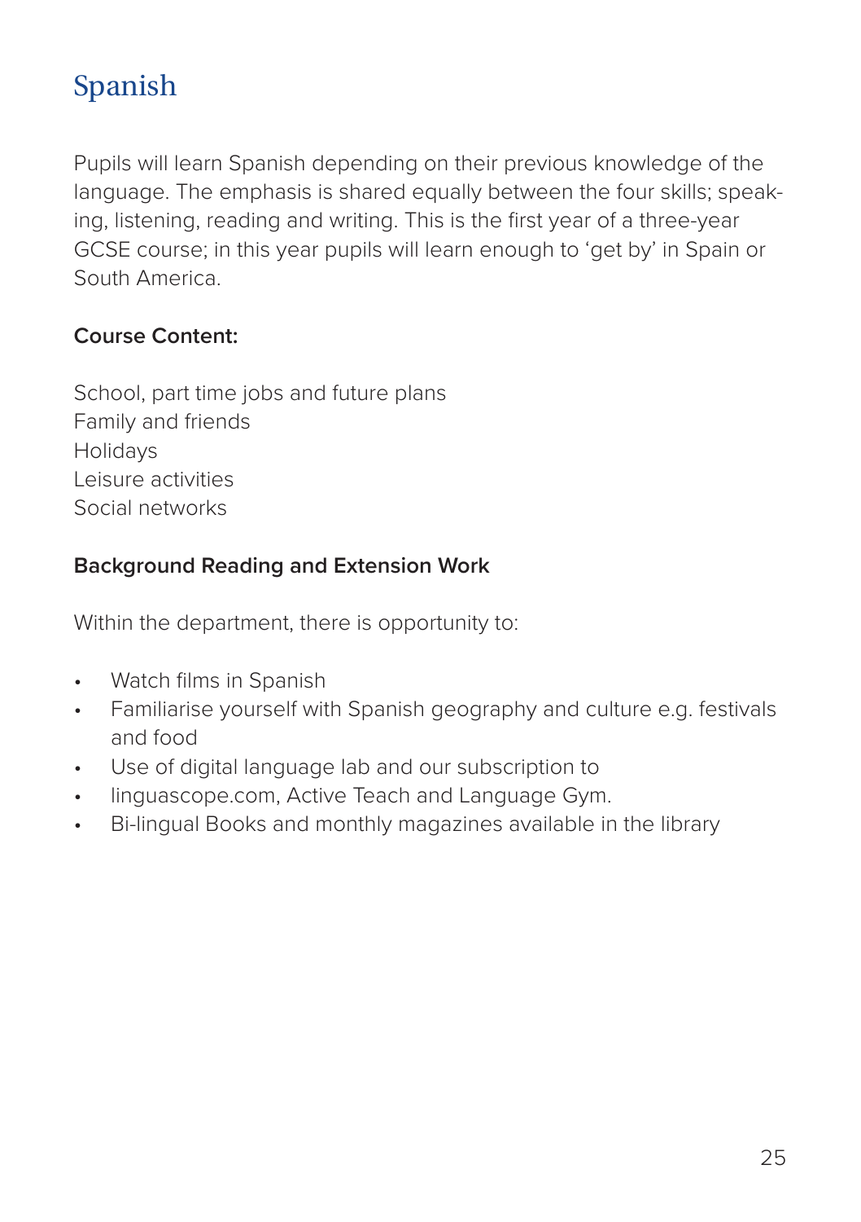# Spanish

Pupils will learn Spanish depending on their previous knowledge of the language. The emphasis is shared equally between the four skills; speaking, listening, reading and writing. This is the first year of a three-year GCSE course; in this year pupils will learn enough to 'get by' in Spain or South America.

**Course Content:**

School, part time jobs and future plans
Family and friends
Holidays
Leisure activities
Social networks

**Background Reading and Extension Work**

Within the department, there is opportunity to:

- Watch films in Spanish
- Familiarise yourself with Spanish geography and culture e.g. festivals and food
- Use of digital language lab and our subscription to
- linguascope.com, Active Teach and Language Gym.
- Bi-lingual Books and monthly magazines available in the library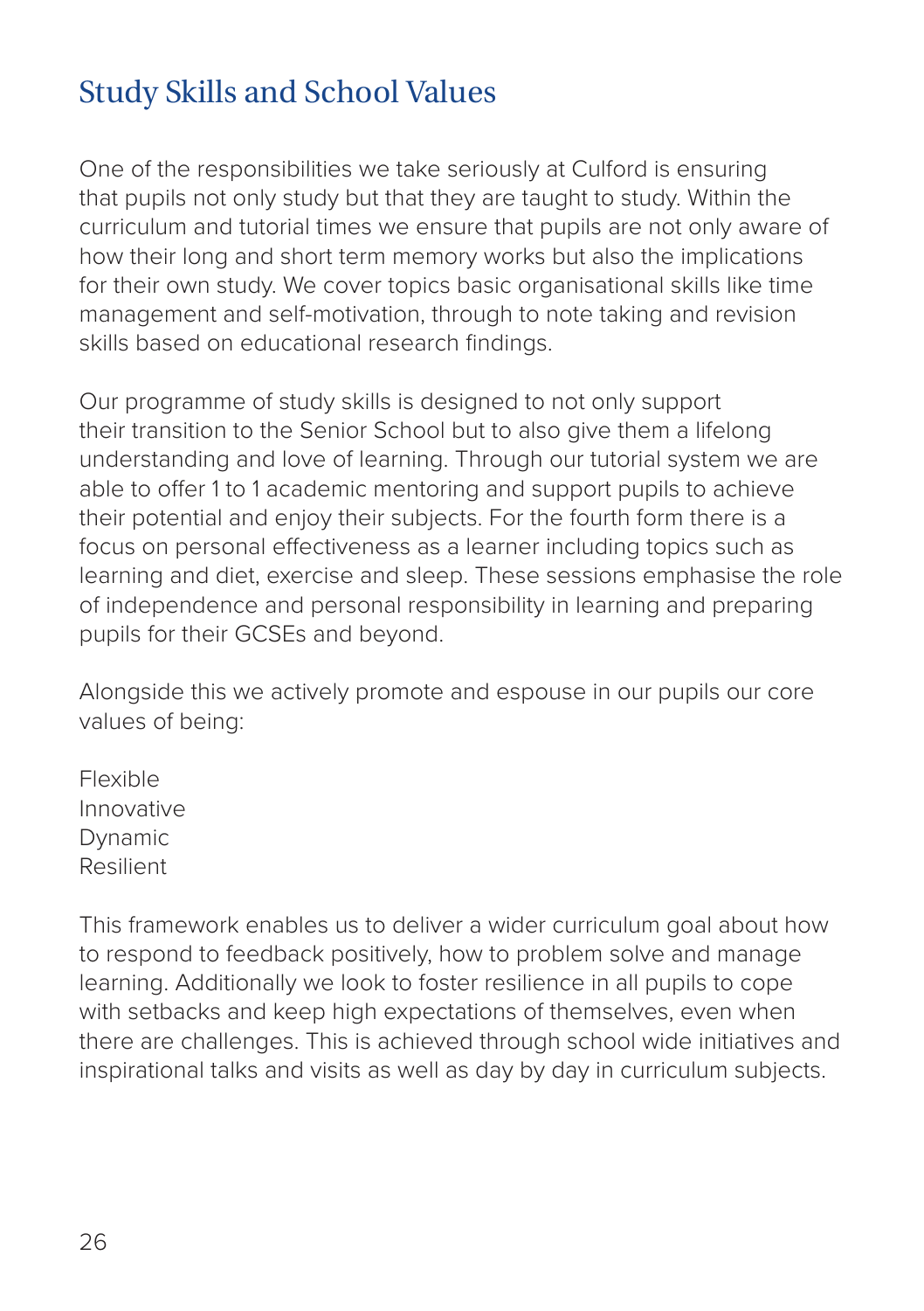# Study Skills and School Values

One of the responsibilities we take seriously at Culford is ensuring that pupils not only study but that they are taught to study. Within the curriculum and tutorial times we ensure that pupils are not only aware of how their long and short term memory works but also the implications for their own study. We cover topics basic organisational skills like time management and self-motivation, through to note taking and revision skills based on educational research findings.

Our programme of study skills is designed to not only support their transition to the Senior School but to also give them a lifelong understanding and love of learning. Through our tutorial system we are able to offer 1 to 1 academic mentoring and support pupils to achieve their potential and enjoy their subjects. For the fourth form there is a focus on personal effectiveness as a learner including topics such as learning and diet, exercise and sleep. These sessions emphasise the role of independence and personal responsibility in learning and preparing pupils for their GCSEs and beyond.

Alongside this we actively promote and espouse in our pupils our core values of being:

Flexible
Innovative
Dynamic
Resilient

This framework enables us to deliver a wider curriculum goal about how to respond to feedback positively, how to problem solve and manage learning. Additionally we look to foster resilience in all pupils to cope with setbacks and keep high expectations of themselves, even when there are challenges. This is achieved through school wide initiatives and inspirational talks and visits as well as day by day in curriculum subjects.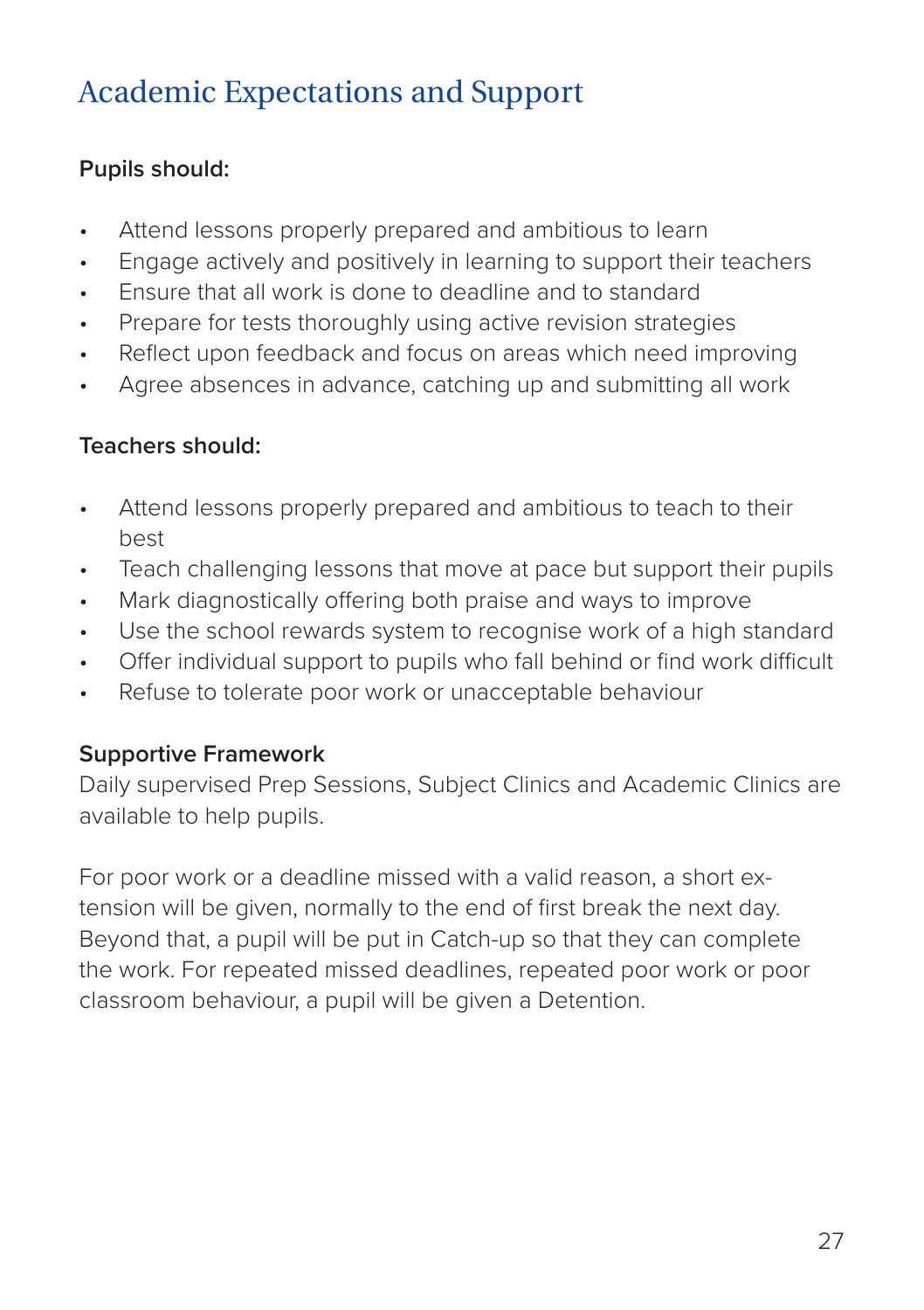# Academic Expectations and Support

**Pupils should:**

- Attend lessons properly prepared and ambitious to learn
- Engage actively and positively in learning to support their teachers
- Ensure that all work is done to deadline and to standard
- Prepare for tests thoroughly using active revision strategies
- Reflect upon feedback and focus on areas which need improving
- Agree absences in advance, catching up and submitting all work

**Teachers should:**

- Attend lessons properly prepared and ambitious to teach to their best
- Teach challenging lessons that move at pace but support their pupils
- Mark diagnostically offering both praise and ways to improve
- Use the school rewards system to recognise work of a high standard
- Offer individual support to pupils who fall behind or find work difficult
- Refuse to tolerate poor work or unacceptable behaviour

**Supportive Framework**

Daily supervised Prep Sessions, Subject Clinics and Academic Clinics are available to help pupils.

For poor work or a deadline missed with a valid reason, a short extension will be given, normally to the end of first break the next day. Beyond that, a pupil will be put in Catch-up so that they can complete the work. For repeated missed deadlines, repeated poor work or poor classroom behaviour, a pupil will be given a Detention.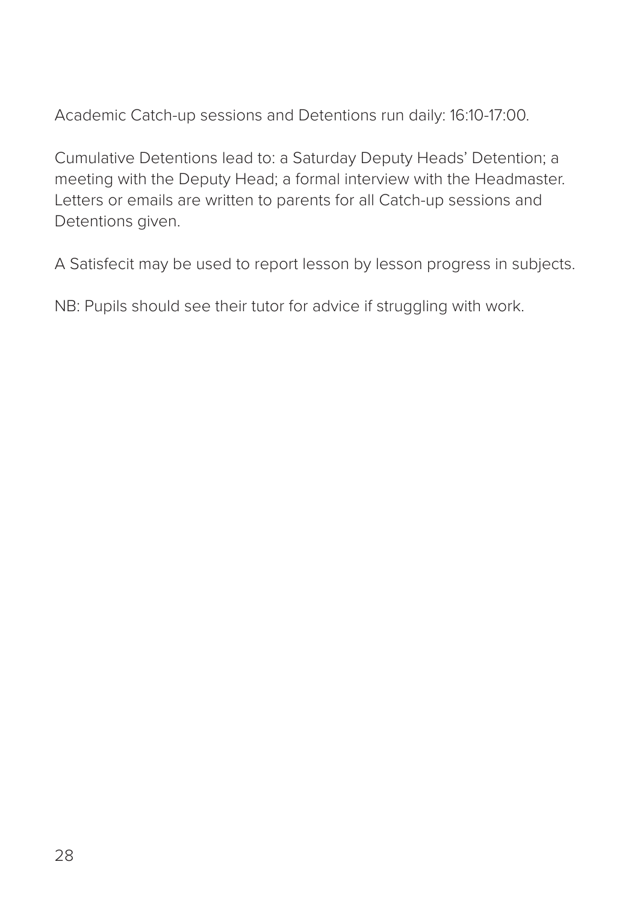Academic Catch-up sessions and Detentions run daily: 16:10-17:00.

Cumulative Detentions lead to: a Saturday Deputy Heads' Detention; a meeting with the Deputy Head; a formal interview with the Headmaster. Letters or emails are written to parents for all Catch-up sessions and Detentions given.

A Satisfecit may be used to report lesson by lesson progress in subjects.

NB: Pupils should see their tutor for advice if struggling with work.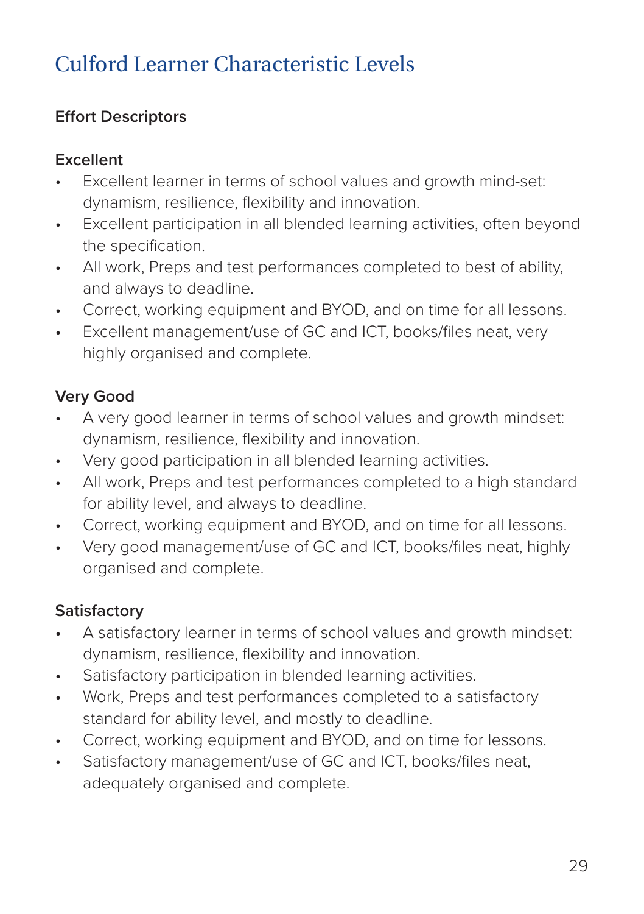# Culford Learner Characteristic Levels

### Effort Descriptors

#### Excellent

- Excellent learner in terms of school values and growth mind-set: dynamism, resilience, flexibility and innovation.
- Excellent participation in all blended learning activities, often beyond the specification.
- All work, Preps and test performances completed to best of ability, and always to deadline.
- Correct, working equipment and BYOD, and on time for all lessons.
- Excellent management/use of GC and ICT, books/files neat, very highly organised and complete.

#### Very Good

- A very good learner in terms of school values and growth mindset: dynamism, resilience, flexibility and innovation.
- Very good participation in all blended learning activities.
- All work, Preps and test performances completed to a high standard for ability level, and always to deadline.
- Correct, working equipment and BYOD, and on time for all lessons.
- Very good management/use of GC and ICT, books/files neat, highly organised and complete.

#### Satisfactory

- A satisfactory learner in terms of school values and growth mindset: dynamism, resilience, flexibility and innovation.
- Satisfactory participation in blended learning activities.
- Work, Preps and test performances completed to a satisfactory standard for ability level, and mostly to deadline.
- Correct, working equipment and BYOD, and on time for lessons.
- Satisfactory management/use of GC and ICT, books/files neat, adequately organised and complete.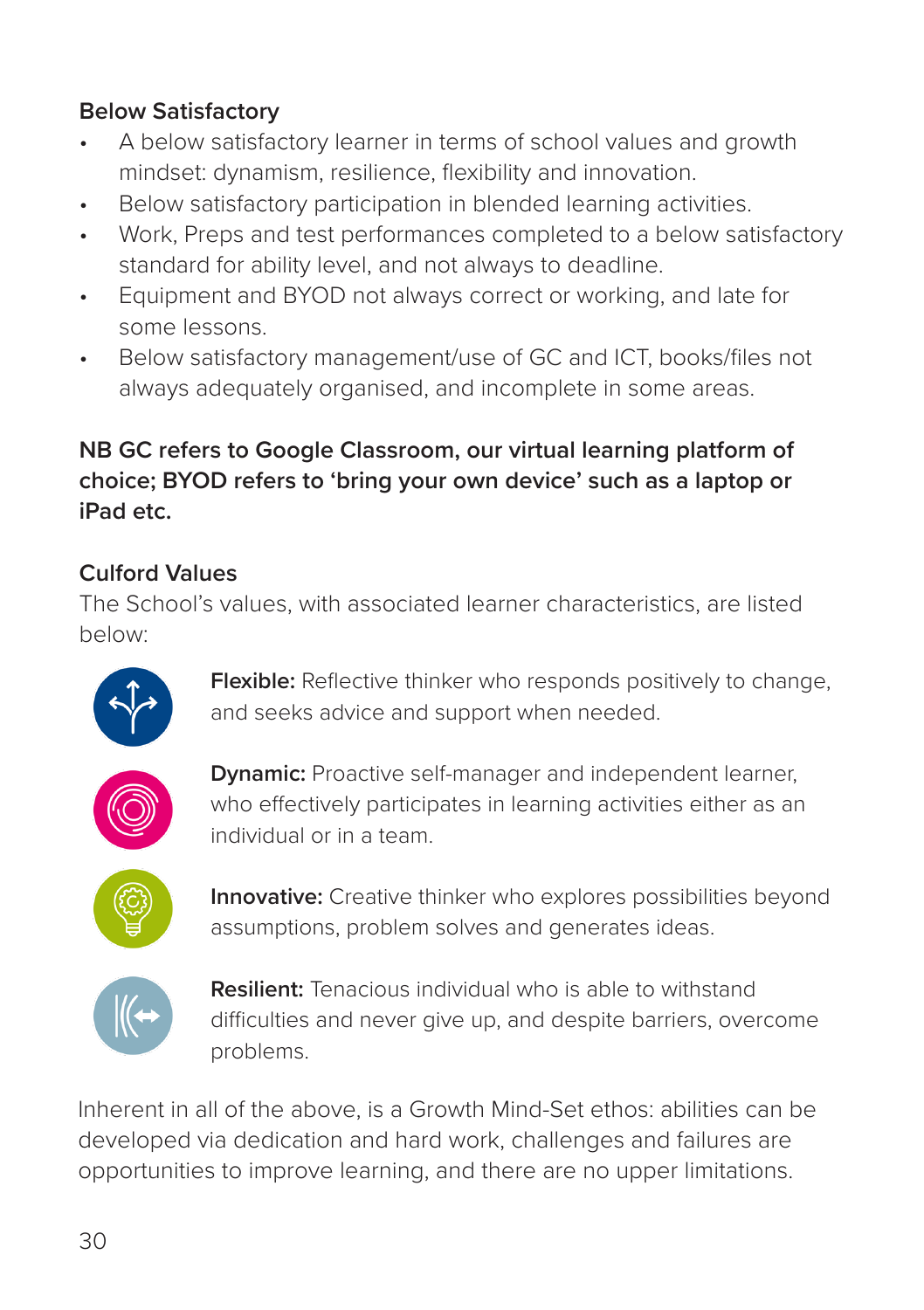### Below Satisfactory

- A below satisfactory learner in terms of school values and growth mindset: dynamism, resilience, flexibility and innovation.
- Below satisfactory participation in blended learning activities.
- Work, Preps and test performances completed to a below satisfactory standard for ability level, and not always to deadline.
- Equipment and BYOD not always correct or working, and late for some lessons.
- Below satisfactory management/use of GC and ICT, books/files not always adequately organised, and incomplete in some areas.

**NB GC refers to Google Classroom, our virtual learning platform of choice; BYOD refers to 'bring your own device' such as a laptop or iPad etc.**

### Culford Values

The School's values, with associated learner characteristics, are listed below:

**Flexible:** Reflective thinker who responds positively to change, and seeks advice and support when needed.

**Dynamic:** Proactive self-manager and independent learner, who effectively participates in learning activities either as an individual or in a team.

**Innovative:** Creative thinker who explores possibilities beyond assumptions, problem solves and generates ideas.

**Resilient:** Tenacious individual who is able to withstand difficulties and never give up, and despite barriers, overcome problems.

Inherent in all of the above, is a Growth Mind-Set ethos: abilities can be developed via dedication and hard work, challenges and failures are opportunities to improve learning, and there are no upper limitations.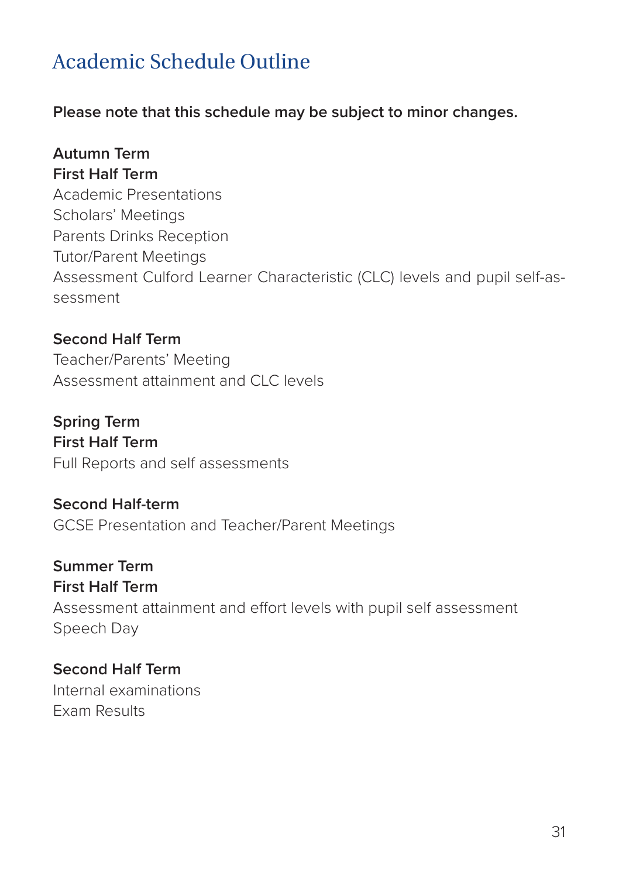# Academic Schedule Outline

**Please note that this schedule may be subject to minor changes.**

**Autumn Term**
**First Half Term**
Academic Presentations
Scholars' Meetings
Parents Drinks Reception
Tutor/Parent Meetings
Assessment Culford Learner Characteristic (CLC) levels and pupil self-assessment

**Second Half Term**
Teacher/Parents' Meeting
Assessment attainment and CLC levels

**Spring Term**
**First Half Term**
Full Reports and self assessments

**Second Half-term**
GCSE Presentation and Teacher/Parent Meetings

**Summer Term**
**First Half Term**
Assessment attainment and effort levels with pupil self assessment
Speech Day

**Second Half Term**
Internal examinations
Exam Results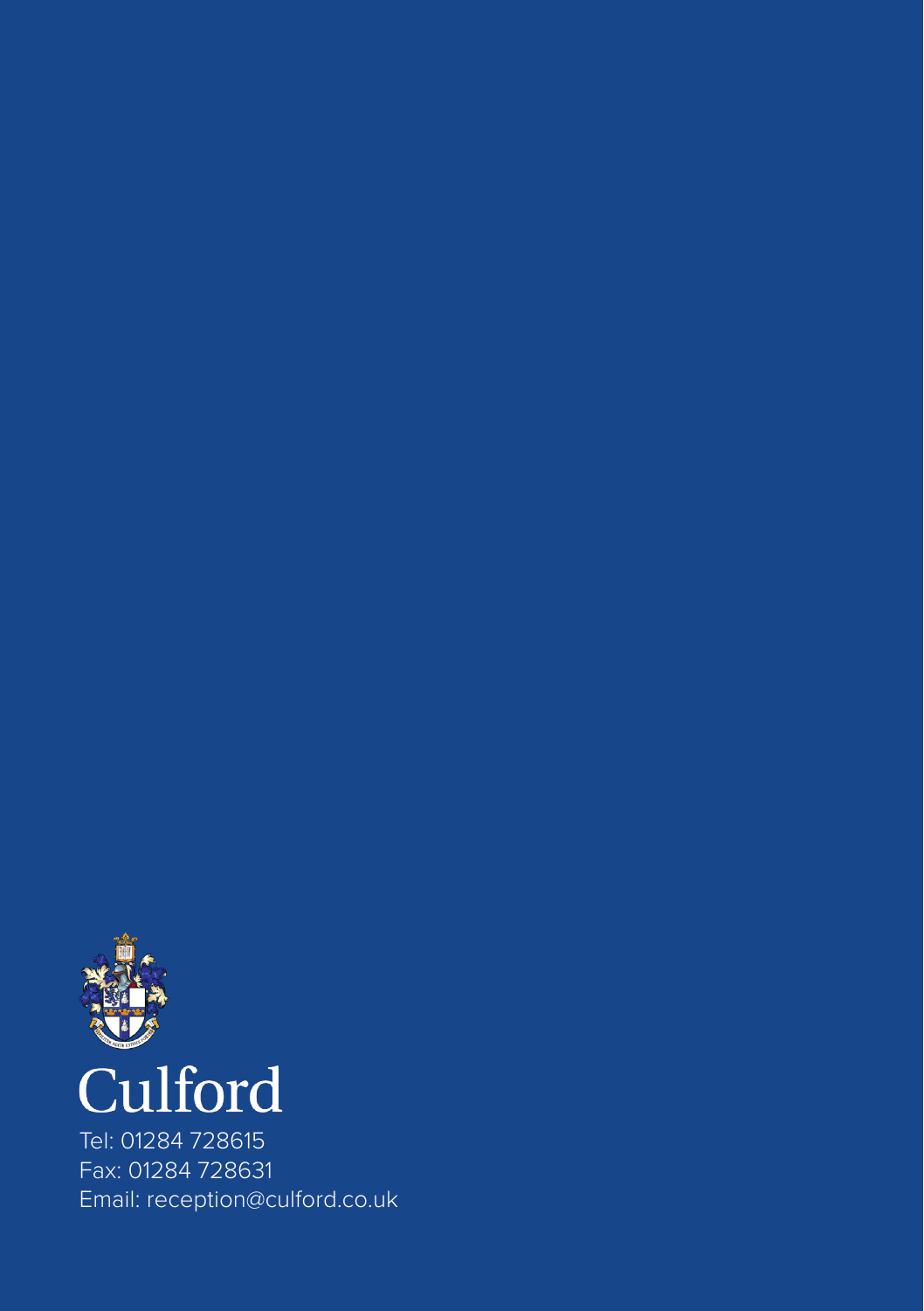Culford

Tel: 01284 728615
Fax: 01284 728631
Email: reception@culford.co.uk